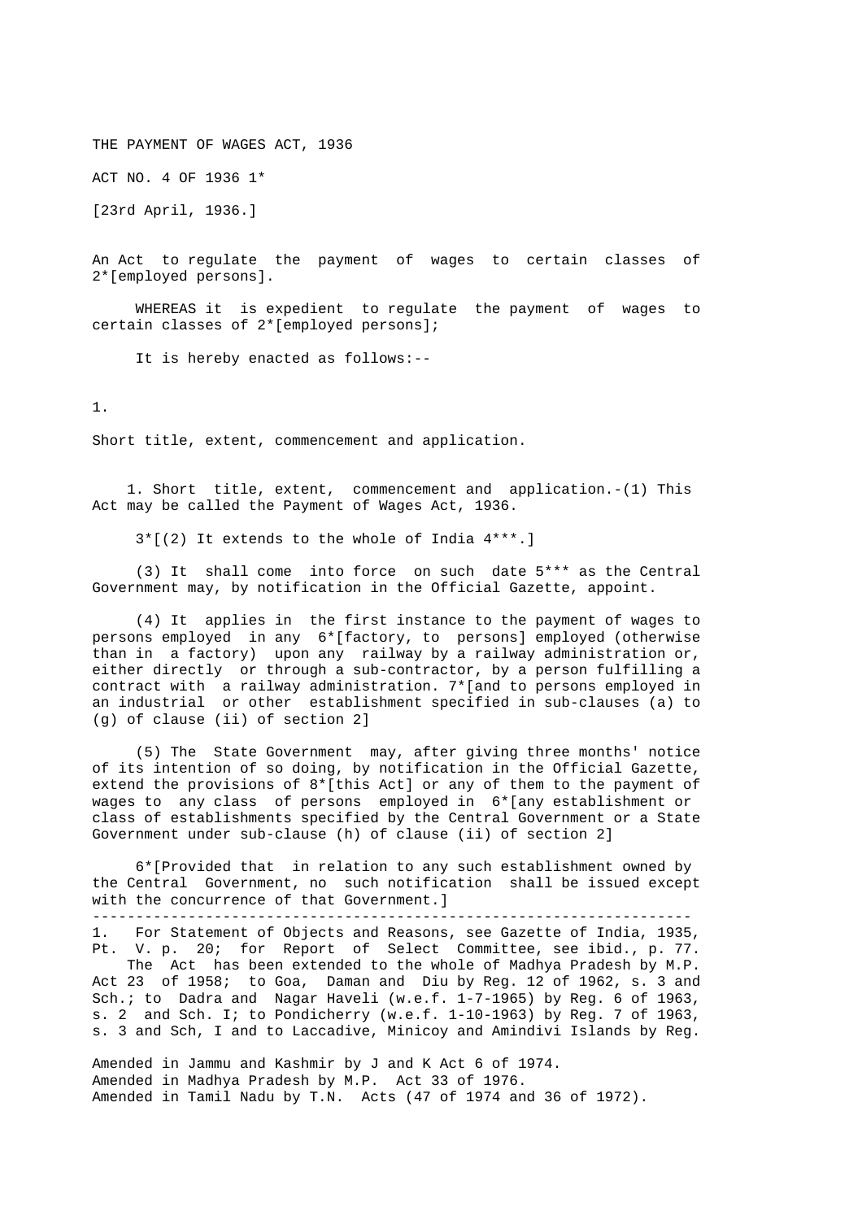# THE PAYMENT OF WAGES ACT, 1936

ACT NO. 4 OF 1936 1*

[23rd April, 1936.]

An Act to regulate the payment of wages to certain classes of 2*[employed persons].

WHEREAS it is expedient to regulate the payment of wages to certain classes of 2*[employed persons];

It is hereby enacted as follows:--

1.

Short title, extent, commencement and application.

1. Short title, extent, commencement and application.-(1) This Act may be called the Payment of Wages Act, 1936.

3*[(2) It extends to the whole of India 4***.]

(3) It shall come into force on such date 5*** as the Central Government may, by notification in the Official Gazette, appoint.

(4) It applies in the first instance to the payment of wages to persons employed in any 6*[factory, to persons] employed (otherwise than in a factory) upon any railway by a railway administration or, either directly or through a sub-contractor, by a person fulfilling a contract with a railway administration. 7*[and to persons employed in an industrial or other establishment specified in sub-clauses (a) to (g) of clause (ii) of section 2]

(5) The State Government may, after giving three months' notice of its intention of so doing, by notification in the Official Gazette, extend the provisions of 8*[this Act] or any of them to the payment of wages to any class of persons employed in 6*[any establishment or class of establishments specified by the Central Government or a State Government under sub-clause (h) of clause (ii) of section 2]

6*[Provided that in relation to any such establishment owned by the Central Government, no such notification shall be issued except with the concurrence of that Government.]

---

1. For Statement of Objects and Reasons, see Gazette of India, 1935, Pt. V. p. 20; for Report of Select Committee, see ibid., p. 77. The Act has been extended to the whole of Madhya Pradesh by M.P. Act 23 of 1958; to Goa, Daman and Diu by Reg. 12 of 1962, s. 3 and Sch.; to Dadra and Nagar Haveli (w.e.f. 1-7-1965) by Reg. 6 of 1963, s. 2 and Sch. I; to Pondicherry (w.e.f. 1-10-1963) by Reg. 7 of 1963, s. 3 and Sch, I and to Laccadive, Minicoy and Amindivi Islands by Reg.

Amended in Jammu and Kashmir by J and K Act 6 of 1974.
Amended in Madhya Pradesh by M.P. Act 33 of 1976.
Amended in Tamil Nadu by T.N. Acts (47 of 1974 and 36 of 1972).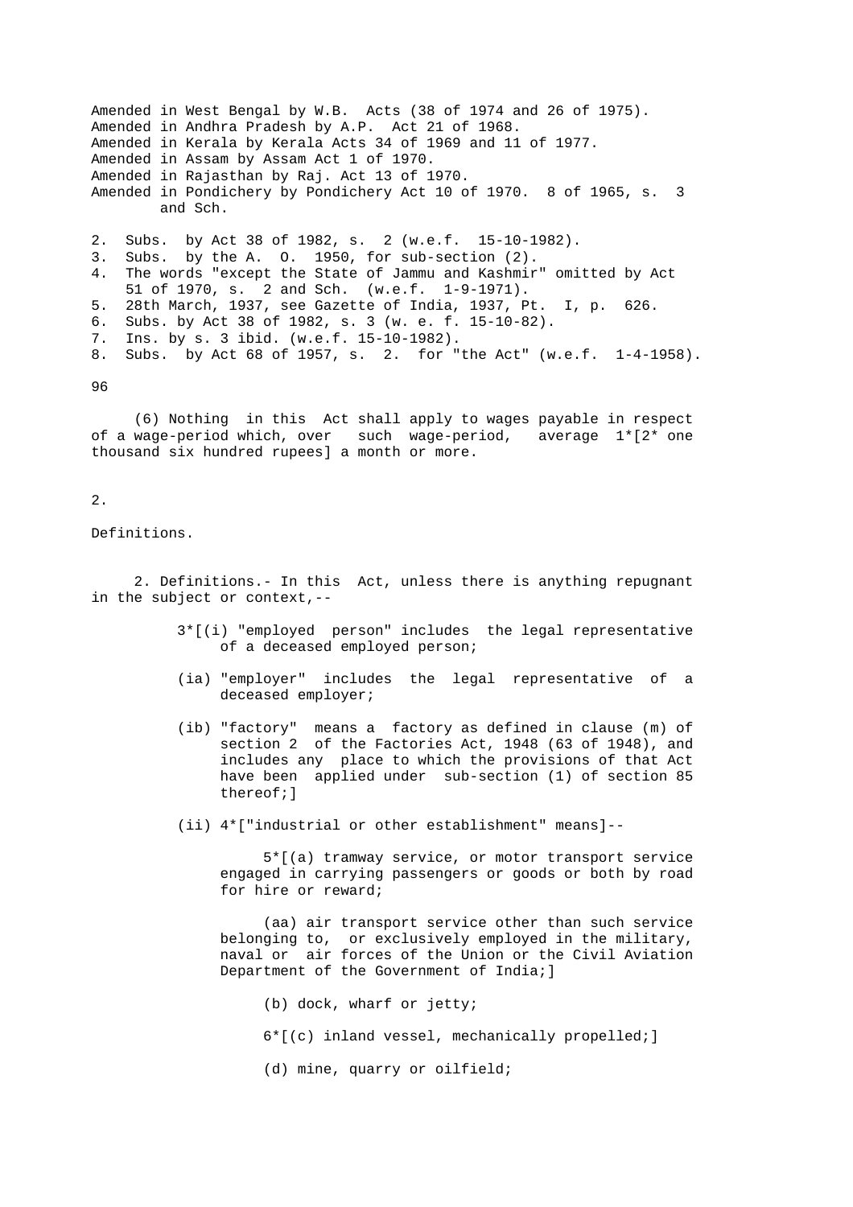Amended in West Bengal by W.B. Acts (38 of 1974 and 26 of 1975).
Amended in Andhra Pradesh by A.P. Act 21 of 1968.
Amended in Kerala by Kerala Acts 34 of 1969 and 11 of 1977.
Amended in Assam by Assam Act 1 of 1970.
Amended in Rajasthan by Raj. Act 13 of 1970.
Amended in Pondichery by Pondichery Act 10 of 1970. 8 of 1965, s. 3 and Sch.

2. Subs. by Act 38 of 1982, s. 2 (w.e.f. 15-10-1982).
3. Subs. by the A. O. 1950, for sub-section (2).
4. The words "except the State of Jammu and Kashmir" omitted by Act 51 of 1970, s. 2 and Sch. (w.e.f. 1-9-1971).
5. 28th March, 1937, see Gazette of India, 1937, Pt. I, p. 626.
6. Subs. by Act 38 of 1982, s. 3 (w. e. f. 15-10-82).
7. Ins. by s. 3 ibid. (w.e.f. 15-10-1982).
8. Subs. by Act 68 of 1957, s. 2. for "the Act" (w.e.f. 1-4-1958).

(6) Nothing in this Act shall apply to wages payable in respect of a wage-period which, over such wage-period, average 1*[2* one thousand six hundred rupees] a month or more.

2.

Definitions.

2. Definitions.- In this Act, unless there is anything repugnant in the subject or context,--

3*[(i) "employed person" includes the legal representative of a deceased employed person;

(ia) "employer" includes the legal representative of a deceased employer;

(ib) "factory" means a factory as defined in clause (m) of section 2 of the Factories Act, 1948 (63 of 1948), and includes any place to which the provisions of that Act have been applied under sub-section (1) of section 85 thereof;]

(ii) 4*["industrial or other establishment" means]--

5*[(a) tramway service, or motor transport service engaged in carrying passengers or goods or both by road for hire or reward;

(aa) air transport service other than such service belonging to, or exclusively employed in the military, naval or air forces of the Union or the Civil Aviation Department of the Government of India;]

(b) dock, wharf or jetty;

6*[(c) inland vessel, mechanically propelled;]

(d) mine, quarry or oilfield;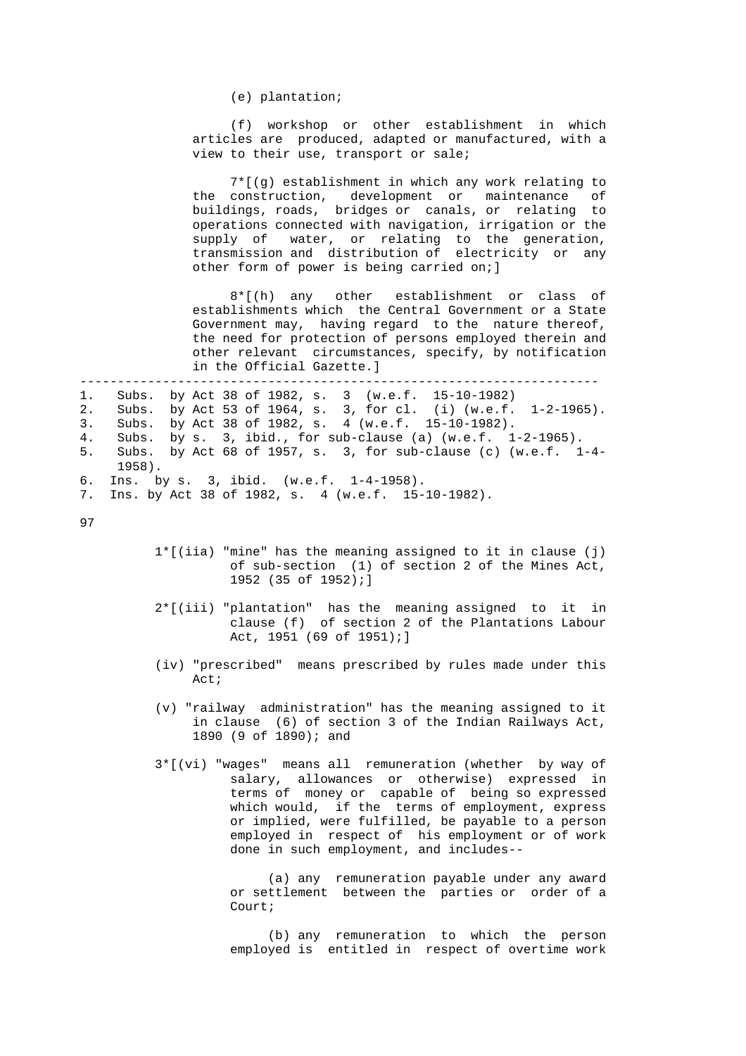(e) plantation;

(f) workshop or other establishment in which articles are produced, adapted or manufactured, with a view to their use, transport or sale;

7*[(g) establishment in which any work relating to the construction, development or maintenance of buildings, roads, bridges or canals, or relating to operations connected with navigation, irrigation or the supply of water, or relating to the generation, transmission and distribution of electricity or any other form of power is being carried on;]

8*[(h) any other establishment or class of establishments which the Central Government or a State Government may, having regard to the nature thereof, the need for protection of persons employed therein and other relevant circumstances, specify, by notification in the Official Gazette.]

---

1. Subs. by Act 38 of 1982, s. 3 (w.e.f. 15-10-1982)
2. Subs. by Act 53 of 1964, s. 3, for cl. (i) (w.e.f. 1-2-1965).
3. Subs. by Act 38 of 1982, s. 4 (w.e.f. 15-10-1982).
4. Subs. by s. 3, ibid., for sub-clause (a) (w.e.f. 1-2-1965).
5. Subs. by Act 68 of 1957, s. 3, for sub-clause (c) (w.e.f. 1-4-1958).
6. Ins. by s. 3, ibid. (w.e.f. 1-4-1958).
7. Ins. by Act 38 of 1982, s. 4 (w.e.f. 15-10-1982).

1*[(iia) "mine" has the meaning assigned to it in clause (j) of sub-section (1) of section 2 of the Mines Act, 1952 (35 of 1952);]

2*[(iii) "plantation" has the meaning assigned to it in clause (f) of section 2 of the Plantations Labour Act, 1951 (69 of 1951);]

(iv) "prescribed" means prescribed by rules made under this Act;

(v) "railway administration" has the meaning assigned to it in clause (6) of section 3 of the Indian Railways Act, 1890 (9 of 1890); and

3*[(vi) "wages" means all remuneration (whether by way of salary, allowances or otherwise) expressed in terms of money or capable of being so expressed which would, if the terms of employment, express or implied, were fulfilled, be payable to a person employed in respect of his employment or of work done in such employment, and includes--

(a) any remuneration payable under any award or settlement between the parties or order of a Court;

(b) any remuneration to which the person employed is entitled in respect of overtime work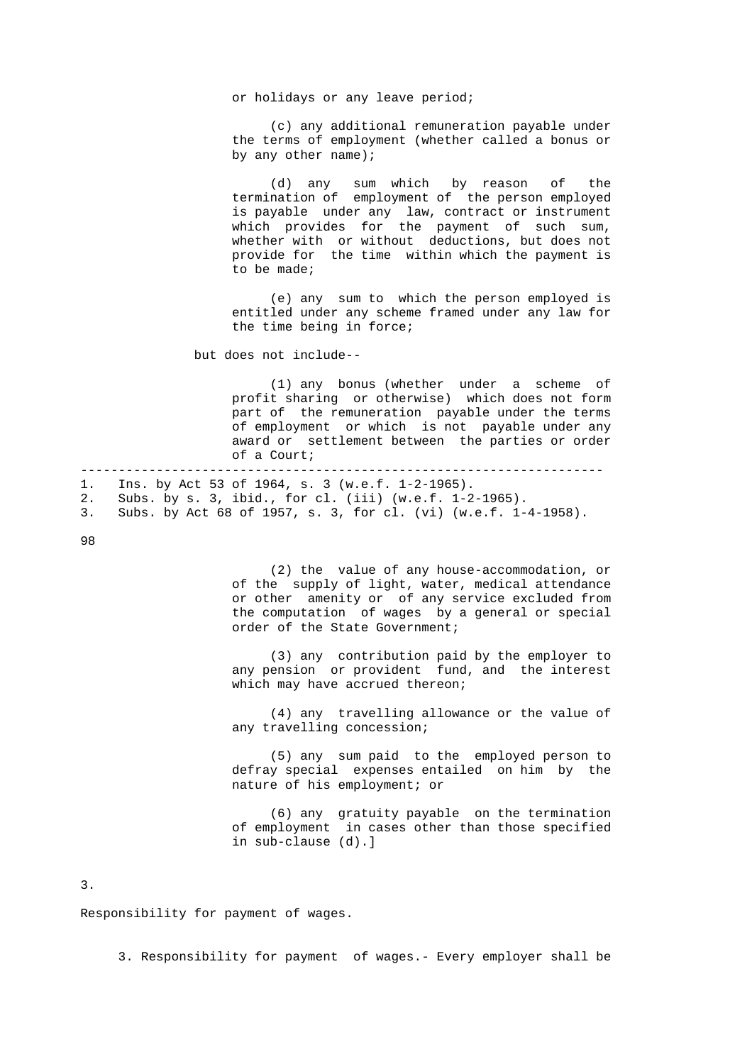or holidays or any leave period;

(c) any additional remuneration payable under the terms of employment (whether called a bonus or by any other name);

(d) any sum which by reason of the termination of employment of the person employed is payable under any law, contract or instrument which provides for the payment of such sum, whether with or without deductions, but does not provide for the time within which the payment is to be made;

(e) any sum to which the person employed is entitled under any scheme framed under any law for the time being in force;

but does not include--

(1) any bonus (whether under a scheme of profit sharing or otherwise) which does not form part of the remuneration payable under the terms of employment or which is not payable under any award or settlement between the parties or order of a Court;

---

1. Ins. by Act 53 of 1964, s. 3 (w.e.f. 1-2-1965).
2. Subs. by s. 3, ibid., for cl. (iii) (w.e.f. 1-2-1965).
3. Subs. by Act 68 of 1957, s. 3, for cl. (vi) (w.e.f. 1-4-1958).

(2) the value of any house-accommodation, or of the supply of light, water, medical attendance or other amenity or of any service excluded from the computation of wages by a general or special order of the State Government;

(3) any contribution paid by the employer to any pension or provident fund, and the interest which may have accrued thereon;

(4) any travelling allowance or the value of any travelling concession;

(5) any sum paid to the employed person to defray special expenses entailed on him by the nature of his employment; or

(6) any gratuity payable on the termination of employment in cases other than those specified in sub-clause (d).]

3.

Responsibility for payment of wages.

3. Responsibility for payment of wages.- Every employer shall be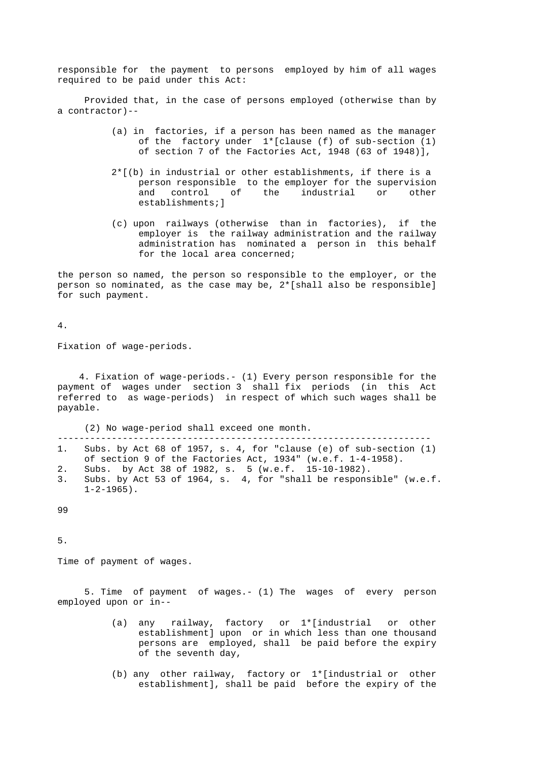responsible for the payment to persons employed by him of all wages required to be paid under this Act:

Provided that, in the case of persons employed (otherwise than by a contractor)--

(a) in factories, if a person has been named as the manager of the factory under 1*[clause (f) of sub-section (1) of section 7 of the Factories Act, 1948 (63 of 1948)],

2*[(b) in industrial or other establishments, if there is a person responsible to the employer for the supervision and control of the industrial or other establishments;]

(c) upon railways (otherwise than in factories), if the employer is the railway administration and the railway administration has nominated a person in this behalf for the local area concerned;

the person so named, the person so responsible to the employer, or the person so nominated, as the case may be, 2*[shall also be responsible] for such payment.

4.

Fixation of wage-periods.

4. Fixation of wage-periods.- (1) Every person responsible for the payment of wages under section 3 shall fix periods (in this Act referred to as wage-periods) in respect of which such wages shall be payable.

(2) No wage-period shall exceed one month.

---

1. Subs. by Act 68 of 1957, s. 4, for "clause (e) of sub-section (1) of section 9 of the Factories Act, 1934" (w.e.f. 1-4-1958).
2. Subs. by Act 38 of 1982, s. 5 (w.e.f. 15-10-1982).
3. Subs. by Act 53 of 1964, s. 4, for "shall be responsible" (w.e.f. 1-2-1965).

5.

Time of payment of wages.

5. Time of payment of wages.- (1) The wages of every person employed upon or in--

(a) any railway, factory or 1*[industrial or other establishment] upon or in which less than one thousand persons are employed, shall be paid before the expiry of the seventh day,

(b) any other railway, factory or 1*[industrial or other establishment], shall be paid before the expiry of the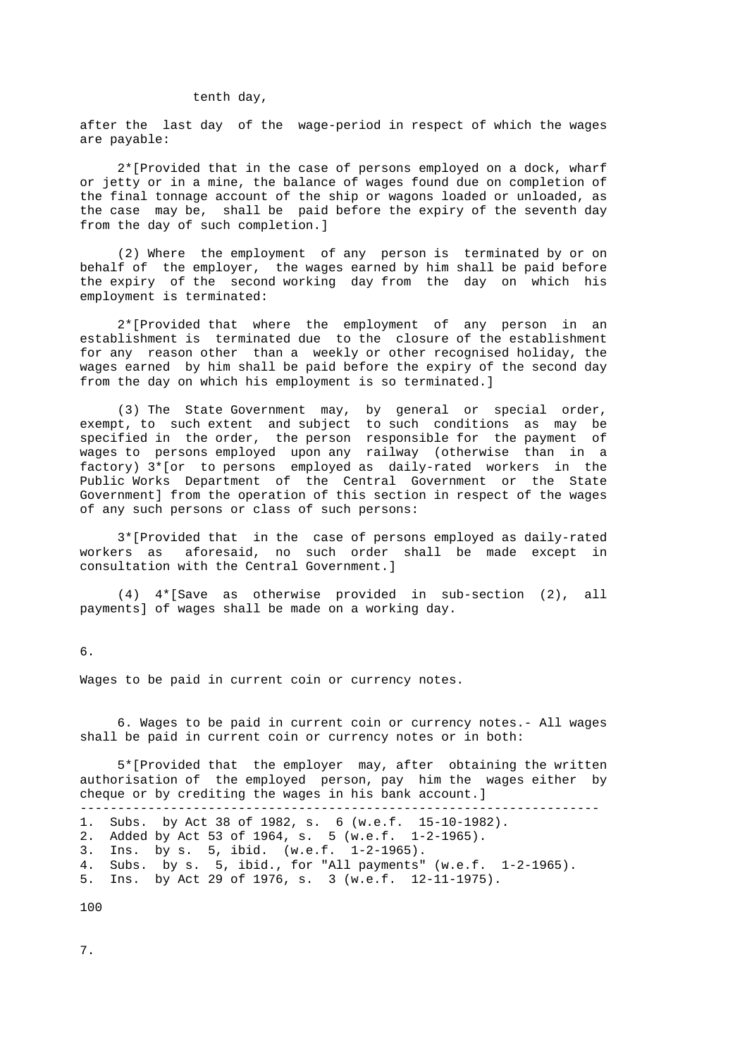tenth day,

after the last day of the wage-period in respect of which the wages are payable:

2*[Provided that in the case of persons employed on a dock, wharf or jetty or in a mine, the balance of wages found due on completion of the final tonnage account of the ship or wagons loaded or unloaded, as the case may be, shall be paid before the expiry of the seventh day from the day of such completion.]

(2) Where the employment of any person is terminated by or on behalf of the employer, the wages earned by him shall be paid before the expiry of the second working day from the day on which his employment is terminated:

2*[Provided that where the employment of any person in an establishment is terminated due to the closure of the establishment for any reason other than a weekly or other recognised holiday, the wages earned by him shall be paid before the expiry of the second day from the day on which his employment is so terminated.]

(3) The State Government may, by general or special order, exempt, to such extent and subject to such conditions as may be specified in the order, the person responsible for the payment of wages to persons employed upon any railway (otherwise than in a factory) 3*[or to persons employed as daily-rated workers in the Public Works Department of the Central Government or the State Government] from the operation of this section in respect of the wages of any such persons or class of such persons:

3*[Provided that in the case of persons employed as daily-rated workers as aforesaid, no such order shall be made except in consultation with the Central Government.]

(4) 4*[Save as otherwise provided in sub-section (2), all payments] of wages shall be made on a working day.

6.

Wages to be paid in current coin or currency notes.

6. Wages to be paid in current coin or currency notes.- All wages shall be paid in current coin or currency notes or in both:

5*[Provided that the employer may, after obtaining the written authorisation of the employed person, pay him the wages either by cheque or by crediting the wages in his bank account.]

---

1. Subs. by Act 38 of 1982, s. 6 (w.e.f. 15-10-1982).
2. Added by Act 53 of 1964, s. 5 (w.e.f. 1-2-1965).
3. Ins. by s. 5, ibid. (w.e.f. 1-2-1965).
4. Subs. by s. 5, ibid., for "All payments" (w.e.f. 1-2-1965).
5. Ins. by Act 29 of 1976, s. 3 (w.e.f. 12-11-1975).

7.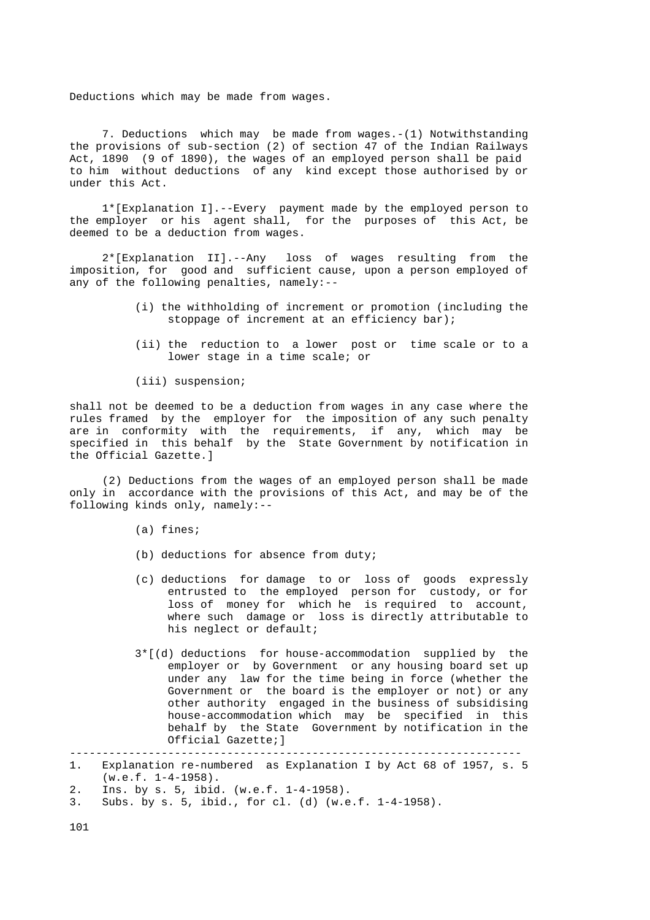Deductions which may be made from wages.

7. Deductions which may be made from wages.-(1) Notwithstanding the provisions of sub-section (2) of section 47 of the Indian Railways Act, 1890 (9 of 1890), the wages of an employed person shall be paid to him without deductions of any kind except those authorised by or under this Act.

1*[Explanation I].--Every payment made by the employed person to the employer or his agent shall, for the purposes of this Act, be deemed to be a deduction from wages.

2*[Explanation II].--Any loss of wages resulting from the imposition, for good and sufficient cause, upon a person employed of any of the following penalties, namely:--

(i) the withholding of increment or promotion (including the stoppage of increment at an efficiency bar);

(ii) the reduction to a lower post or time scale or to a lower stage in a time scale; or

(iii) suspension;

shall not be deemed to be a deduction from wages in any case where the rules framed by the employer for the imposition of any such penalty are in conformity with the requirements, if any, which may be specified in this behalf by the State Government by notification in the Official Gazette.]

(2) Deductions from the wages of an employed person shall be made only in accordance with the provisions of this Act, and may be of the following kinds only, namely:--

(a) fines;

(b) deductions for absence from duty;

(c) deductions for damage to or loss of goods expressly entrusted to the employed person for custody, or for loss of money for which he is required to account, where such damage or loss is directly attributable to his neglect or default;

3*[(d) deductions for house-accommodation supplied by the employer or by Government or any housing board set up under any law for the time being in force (whether the Government or the board is the employer or not) or any other authority engaged in the business of subsidising house-accommodation which may be specified in this behalf by the State Government by notification in the Official Gazette;]

---

1. Explanation re-numbered as Explanation I by Act 68 of 1957, s. 5 (w.e.f. 1-4-1958).
2. Ins. by s. 5, ibid. (w.e.f. 1-4-1958).
3. Subs. by s. 5, ibid., for cl. (d) (w.e.f. 1-4-1958).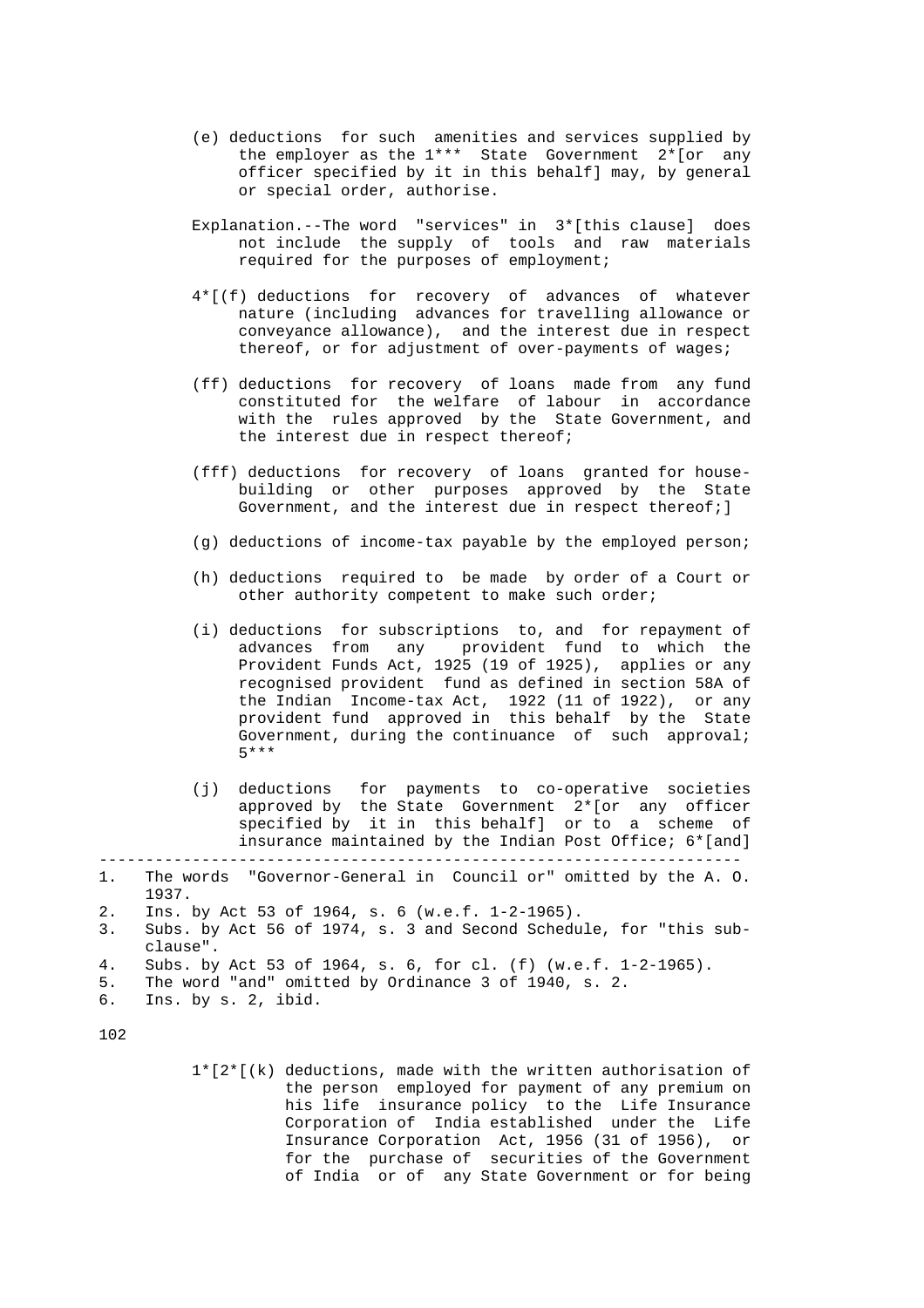(e) deductions for such amenities and services supplied by the employer as the 1*** State Government 2*[or any officer specified by it in this behalf] may, by general or special order, authorise.

Explanation.--The word "services" in 3*[this clause] does not include the supply of tools and raw materials required for the purposes of employment;

4*[(f) deductions for recovery of advances of whatever nature (including advances for travelling allowance or conveyance allowance), and the interest due in respect thereof, or for adjustment of over-payments of wages;

(ff) deductions for recovery of loans made from any fund constituted for the welfare of labour in accordance with the rules approved by the State Government, and the interest due in respect thereof;

(fff) deductions for recovery of loans granted for house-building or other purposes approved by the State Government, and the interest due in respect thereof;]

(g) deductions of income-tax payable by the employed person;

(h) deductions required to be made by order of a Court or other authority competent to make such order;

(i) deductions for subscriptions to, and for repayment of advances from any provident fund to which the Provident Funds Act, 1925 (19 of 1925), applies or any recognised provident fund as defined in section 58A of the Indian Income-tax Act, 1922 (11 of 1922), or any provident fund approved in this behalf by the State Government, during the continuance of such approval; 5***

(j) deductions for payments to co-operative societies approved by the State Government 2*[or any officer specified by it in this behalf] or to a scheme of insurance maintained by the Indian Post Office; 6*[and]

---

1. The words "Governor-General in Council or" omitted by the A. O. 1937.
2. Ins. by Act 53 of 1964, s. 6 (w.e.f. 1-2-1965).
3. Subs. by Act 56 of 1974, s. 3 and Second Schedule, for "this sub-clause".
4. Subs. by Act 53 of 1964, s. 6, for cl. (f) (w.e.f. 1-2-1965).
5. The word "and" omitted by Ordinance 3 of 1940, s. 2.
6. Ins. by s. 2, ibid.

1*[2*[(k) deductions, made with the written authorisation of the person employed for payment of any premium on his life insurance policy to the Life Insurance Corporation of India established under the Life Insurance Corporation Act, 1956 (31 of 1956), or for the purchase of securities of the Government of India or of any State Government or for being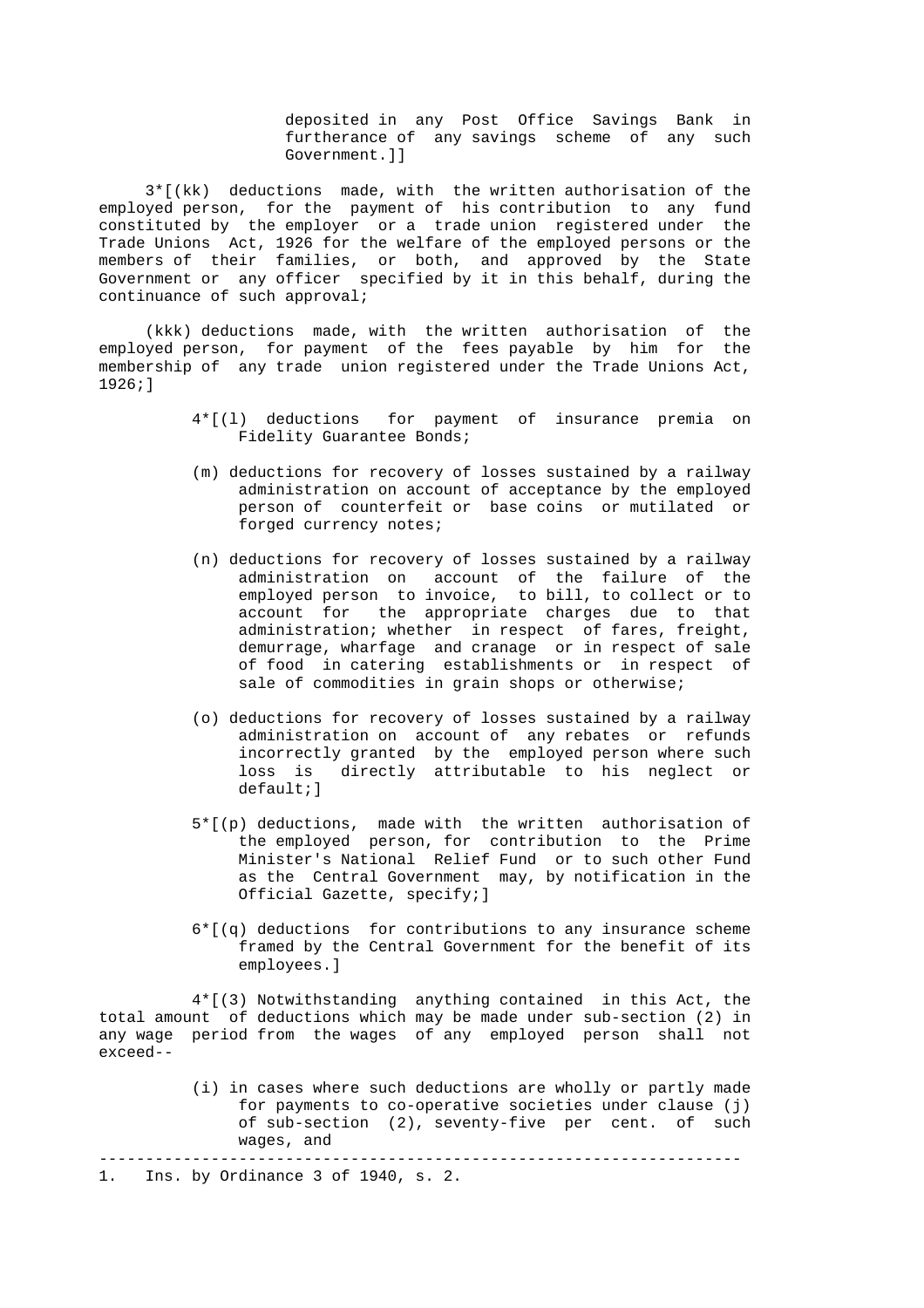deposited in any Post Office Savings Bank in furtherance of any savings scheme of any such Government.]]

3*[(kk) deductions made, with the written authorisation of the employed person, for the payment of his contribution to any fund constituted by the employer or a trade union registered under the Trade Unions Act, 1926 for the welfare of the employed persons or the members of their families, or both, and approved by the State Government or any officer specified by it in this behalf, during the continuance of such approval;

(kkk) deductions made, with the written authorisation of the employed person, for payment of the fees payable by him for the membership of any trade union registered under the Trade Unions Act, 1926;]

4*[(l) deductions for payment of insurance premia on Fidelity Guarantee Bonds;

(m) deductions for recovery of losses sustained by a railway administration on account of acceptance by the employed person of counterfeit or base coins or mutilated or forged currency notes;

(n) deductions for recovery of losses sustained by a railway administration on account of the failure of the employed person to invoice, to bill, to collect or to account for the appropriate charges due to that administration; whether in respect of fares, freight, demurrage, wharfage and cranage or in respect of sale of food in catering establishments or in respect of sale of commodities in grain shops or otherwise;

(o) deductions for recovery of losses sustained by a railway administration on account of any rebates or refunds incorrectly granted by the employed person where such loss is directly attributable to his neglect or default;]

5*[(p) deductions, made with the written authorisation of the employed person, for contribution to the Prime Minister's National Relief Fund or to such other Fund as the Central Government may, by notification in the Official Gazette, specify;]

6*[(q) deductions for contributions to any insurance scheme framed by the Central Government for the benefit of its employees.]

4*[(3) Notwithstanding anything contained in this Act, the total amount of deductions which may be made under sub-section (2) in any wage period from the wages of any employed person shall not exceed--

(i) in cases where such deductions are wholly or partly made for payments to co-operative societies under clause (j) of sub-section (2), seventy-five per cent. of such wages, and

---

1. Ins. by Ordinance 3 of 1940, s. 2.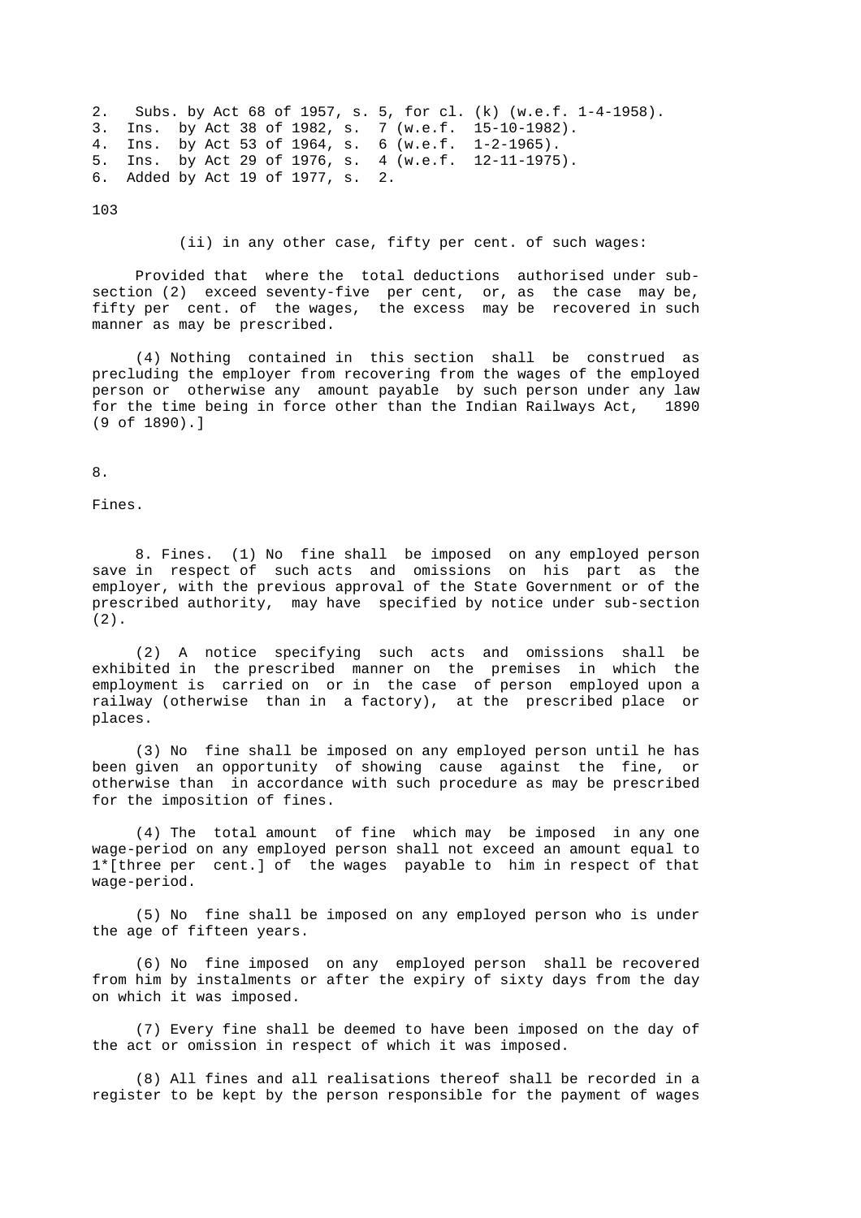2. Subs. by Act 68 of 1957, s. 5, for cl. (k) (w.e.f. 1-4-1958).
3. Ins. by Act 38 of 1982, s. 7 (w.e.f. 15-10-1982).
4. Ins. by Act 53 of 1964, s. 6 (w.e.f. 1-2-1965).
5. Ins. by Act 29 of 1976, s. 4 (w.e.f. 12-11-1975).
6. Added by Act 19 of 1977, s. 2.

(ii) in any other case, fifty per cent. of such wages:

Provided that where the total deductions authorised under sub-section (2) exceed seventy-five per cent, or, as the case may be, fifty per cent. of the wages, the excess may be recovered in such manner as may be prescribed.

(4) Nothing contained in this section shall be construed as precluding the employer from recovering from the wages of the employed person or otherwise any amount payable by such person under any law for the time being in force other than the Indian Railways Act, 1890 (9 of 1890).]

8.

Fines.

8. Fines. (1) No fine shall be imposed on any employed person save in respect of such acts and omissions on his part as the employer, with the previous approval of the State Government or of the prescribed authority, may have specified by notice under sub-section (2).

(2) A notice specifying such acts and omissions shall be exhibited in the prescribed manner on the premises in which the employment is carried on or in the case of person employed upon a railway (otherwise than in a factory), at the prescribed place or places.

(3) No fine shall be imposed on any employed person until he has been given an opportunity of showing cause against the fine, or otherwise than in accordance with such procedure as may be prescribed for the imposition of fines.

(4) The total amount of fine which may be imposed in any one wage-period on any employed person shall not exceed an amount equal to 1*[three per cent.] of the wages payable to him in respect of that wage-period.

(5) No fine shall be imposed on any employed person who is under the age of fifteen years.

(6) No fine imposed on any employed person shall be recovered from him by instalments or after the expiry of sixty days from the day on which it was imposed.

(7) Every fine shall be deemed to have been imposed on the day of the act or omission in respect of which it was imposed.

(8) All fines and all realisations thereof shall be recorded in a register to be kept by the person responsible for the payment of wages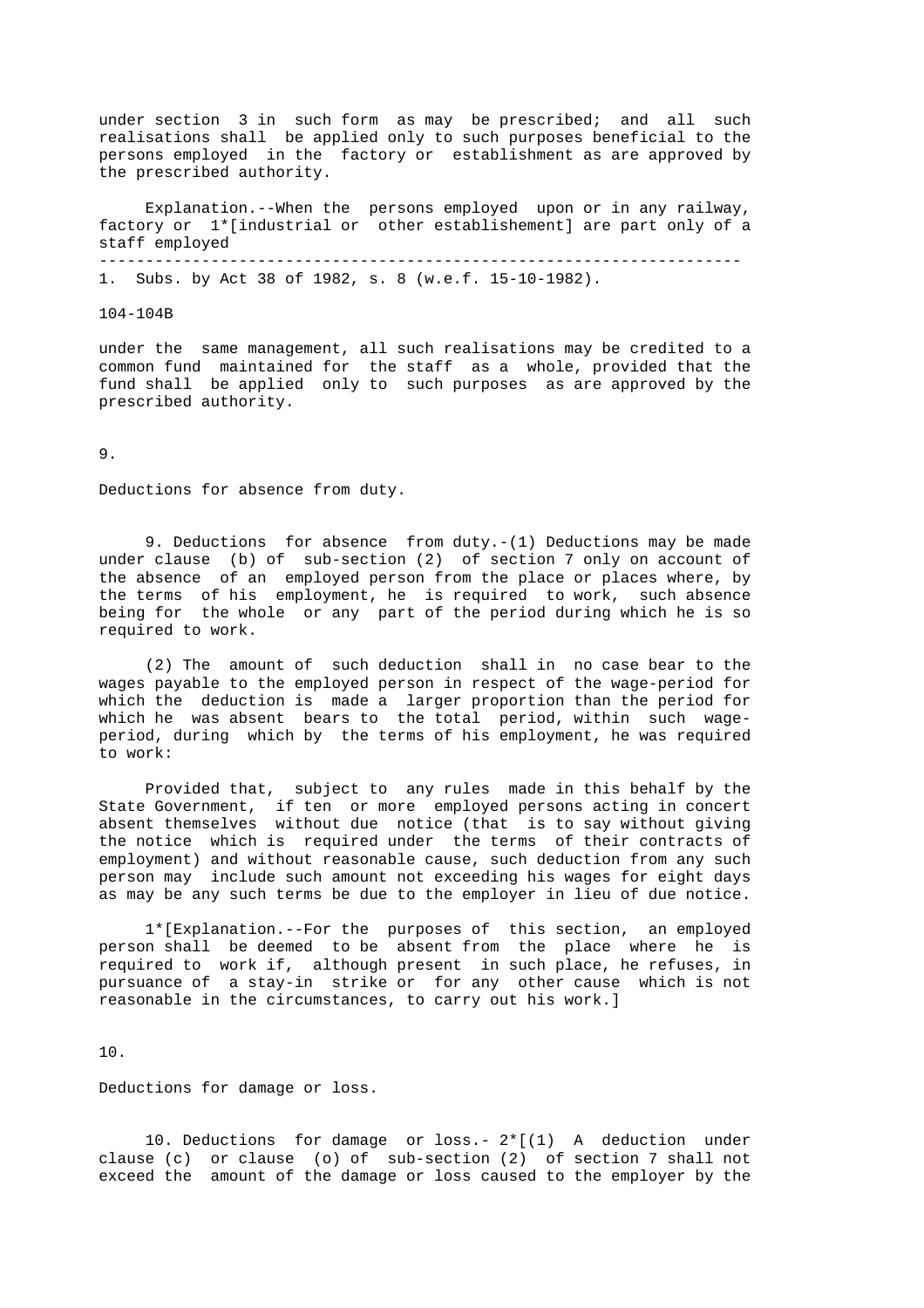under section 3 in such form as may be prescribed; and all such realisations shall be applied only to such purposes beneficial to the persons employed in the factory or establishment as are approved by the prescribed authority.

Explanation.--When the persons employed upon or in any railway, factory or 1*[industrial or other establishement] are part only of a staff employed

---

1. Subs. by Act 38 of 1982, s. 8 (w.e.f. 15-10-1982).

104-104B

under the same management, all such realisations may be credited to a common fund maintained for the staff as a whole, provided that the fund shall be applied only to such purposes as are approved by the prescribed authority.

9.

Deductions for absence from duty.

9. Deductions for absence from duty.-(1) Deductions may be made under clause (b) of sub-section (2) of section 7 only on account of the absence of an employed person from the place or places where, by the terms of his employment, he is required to work, such absence being for the whole or any part of the period during which he is so required to work.

(2) The amount of such deduction shall in no case bear to the wages payable to the employed person in respect of the wage-period for which the deduction is made a larger proportion than the period for which he was absent bears to the total period, within such wage-period, during which by the terms of his employment, he was required to work:

Provided that, subject to any rules made in this behalf by the State Government, if ten or more employed persons acting in concert absent themselves without due notice (that is to say without giving the notice which is required under the terms of their contracts of employment) and without reasonable cause, such deduction from any such person may include such amount not exceeding his wages for eight days as may be any such terms be due to the employer in lieu of due notice.

1*[Explanation.--For the purposes of this section, an employed person shall be deemed to be absent from the place where he is required to work if, although present in such place, he refuses, in pursuance of a stay-in strike or for any other cause which is not reasonable in the circumstances, to carry out his work.]

10.

Deductions for damage or loss.

10. Deductions for damage or loss.- 2*[(1) A deduction under clause (c) or clause (o) of sub-section (2) of section 7 shall not exceed the amount of the damage or loss caused to the employer by the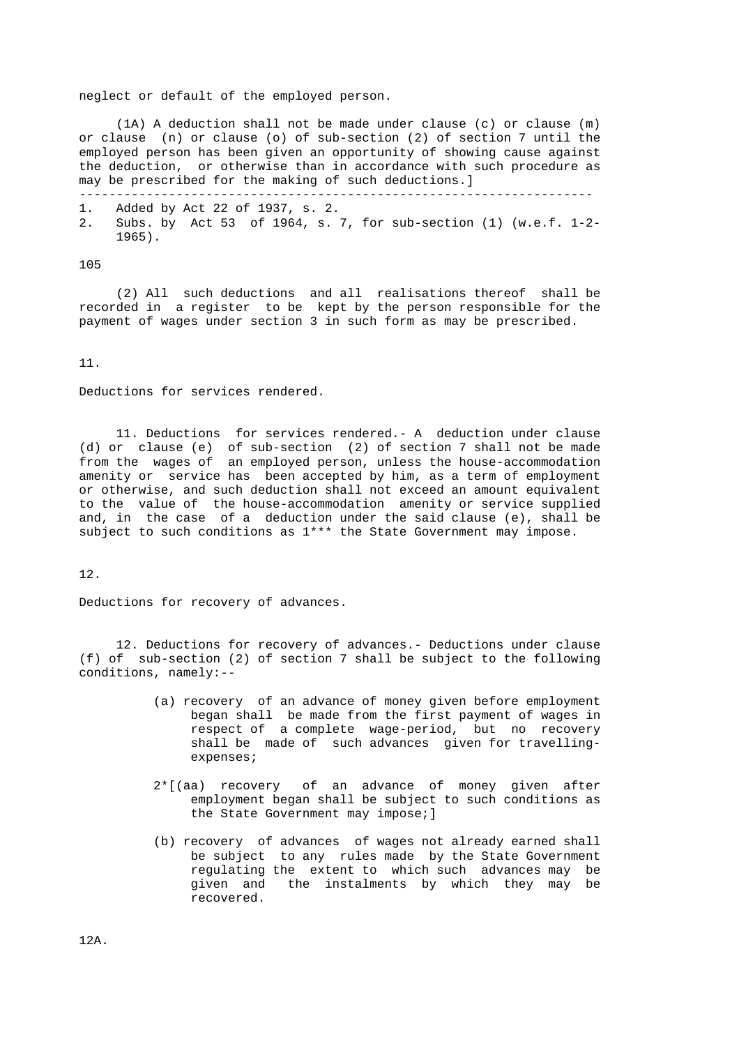neglect or default of the employed person.

(1A) A deduction shall not be made under clause (c) or clause (m) or clause (n) or clause (o) of sub-section (2) of section 7 until the employed person has been given an opportunity of showing cause against the deduction, or otherwise than in accordance with such procedure as may be prescribed for the making of such deductions.]

---

1. Added by Act 22 of 1937, s. 2.
2. Subs. by Act 53 of 1964, s. 7, for sub-section (1) (w.e.f. 1-2-1965).

(2) All such deductions and all realisations thereof shall be recorded in a register to be kept by the person responsible for the payment of wages under section 3 in such form as may be prescribed.

11.

Deductions for services rendered.

11. Deductions for services rendered.- A deduction under clause (d) or clause (e) of sub-section (2) of section 7 shall not be made from the wages of an employed person, unless the house-accommodation amenity or service has been accepted by him, as a term of employment or otherwise, and such deduction shall not exceed an amount equivalent to the value of the house-accommodation amenity or service supplied and, in the case of a deduction under the said clause (e), shall be subject to such conditions as 1*** the State Government may impose.

12.

Deductions for recovery of advances.

12. Deductions for recovery of advances.- Deductions under clause (f) of sub-section (2) of section 7 shall be subject to the following conditions, namely:--

(a) recovery of an advance of money given before employment began shall be made from the first payment of wages in respect of a complete wage-period, but no recovery shall be made of such advances given for travelling-expenses;

2*[(aa) recovery of an advance of money given after employment began shall be subject to such conditions as the State Government may impose;]

(b) recovery of advances of wages not already earned shall be subject to any rules made by the State Government regulating the extent to which such advances may be given and the instalments by which they may be recovered.

12A.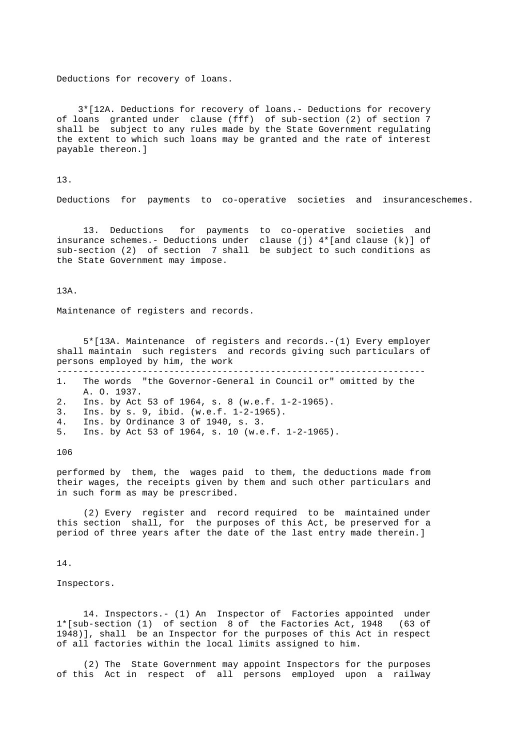Deductions for recovery of loans.

3*[12A. Deductions for recovery of loans.- Deductions for recovery of loans granted under clause (fff) of sub-section (2) of section 7 shall be subject to any rules made by the State Government regulating the extent to which such loans may be granted and the rate of interest payable thereon.]

13.

Deductions for payments to co-operative societies and insuranceschemes.

13. Deductions for payments to co-operative societies and insurance schemes.- Deductions under clause (j) 4*[and clause (k)] of sub-section (2) of section 7 shall be subject to such conditions as the State Government may impose.

13A.

Maintenance of registers and records.

5*[13A. Maintenance of registers and records.-(1) Every employer shall maintain such registers and records giving such particulars of persons employed by him, the work performed by them, the wages paid to them, the deductions made from their wages, the receipts given by them and such other particulars and in such form as may be prescribed.

(2) Every register and record required to be maintained under this section shall, for the purposes of this Act, be preserved for a period of three years after the date of the last entry made therein.]

14.

Inspectors.

14. Inspectors.- (1) An Inspector of Factories appointed under 1*[sub-section (1) of section 8 of the Factories Act, 1948 (63 of 1948)], shall be an Inspector for the purposes of this Act in respect of all factories within the local limits assigned to him.

(2) The State Government may appoint Inspectors for the purposes of this Act in respect of all persons employed upon a railway

---

1. The words "the Governor-General in Council or" omitted by the A. O. 1937.
2. Ins. by Act 53 of 1964, s. 8 (w.e.f. 1-2-1965).
3. Ins. by s. 9, ibid. (w.e.f. 1-2-1965).
4. Ins. by Ordinance 3 of 1940, s. 3.
5. Ins. by Act 53 of 1964, s. 10 (w.e.f. 1-2-1965).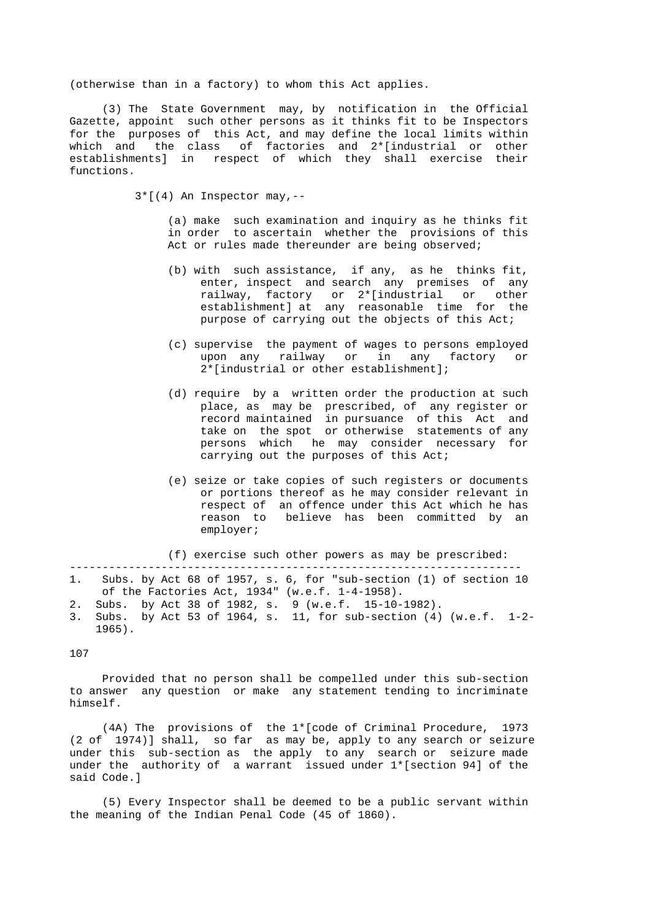(otherwise than in a factory) to whom this Act applies.

(3) The State Government may, by notification in the Official Gazette, appoint such other persons as it thinks fit to be Inspectors for the purposes of this Act, and may define the local limits within which and the class of factories and 2*[industrial or other establishments] in respect of which they shall exercise their functions.

3*[(4) An Inspector may,--

(a) make such examination and inquiry as he thinks fit in order to ascertain whether the provisions of this Act or rules made thereunder are being observed;

(b) with such assistance, if any, as he thinks fit, enter, inspect and search any premises of any railway, factory or 2*[industrial or other establishment] at any reasonable time for the purpose of carrying out the objects of this Act;

(c) supervise the payment of wages to persons employed upon any railway or in any factory or 2*[industrial or other establishment];

(d) require by a written order the production at such place, as may be prescribed, of any register or record maintained in pursuance of this Act and take on the spot or otherwise statements of any persons which he may consider necessary for carrying out the purposes of this Act;

(e) seize or take copies of such registers or documents or portions thereof as he may consider relevant in respect of an offence under this Act which he has reason to believe has been committed by an employer;

(f) exercise such other powers as may be prescribed:

---

1. Subs. by Act 68 of 1957, s. 6, for "sub-section (1) of section 10 of the Factories Act, 1934" (w.e.f. 1-4-1958).
2. Subs. by Act 38 of 1982, s. 9 (w.e.f. 15-10-1982).
3. Subs. by Act 53 of 1964, s. 11, for sub-section (4) (w.e.f. 1-2-1965).

Provided that no person shall be compelled under this sub-section to answer any question or make any statement tending to incriminate himself.

(4A) The provisions of the 1*[code of Criminal Procedure, 1973 (2 of 1974)] shall, so far as may be, apply to any search or seizure under this sub-section as the apply to any search or seizure made under the authority of a warrant issued under 1*[section 94] of the said Code.]

(5) Every Inspector shall be deemed to be a public servant within the meaning of the Indian Penal Code (45 of 1860).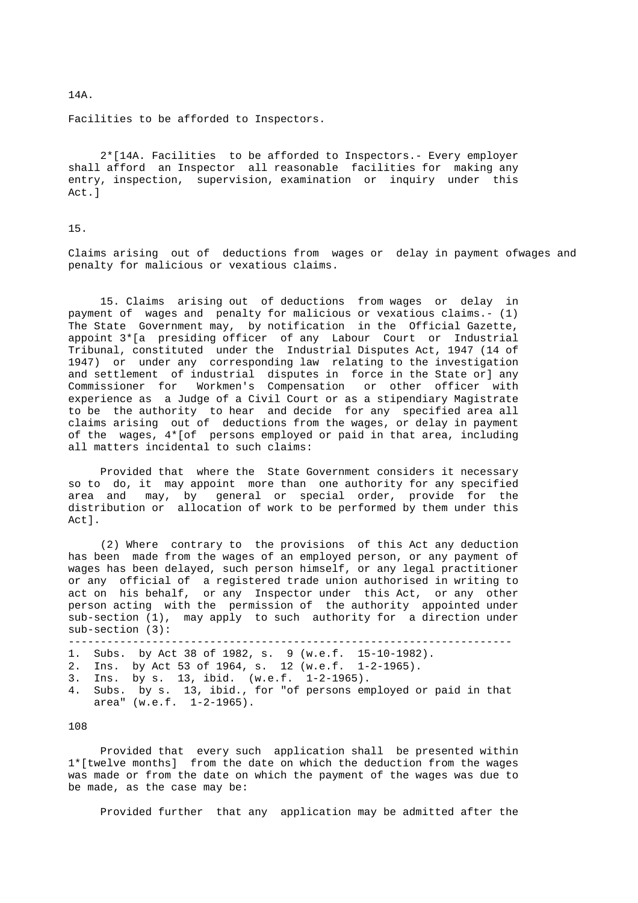14A.

Facilities to be afforded to Inspectors.

2*[14A. Facilities to be afforded to Inspectors.- Every employer shall afford an Inspector all reasonable facilities for making any entry, inspection, supervision, examination or inquiry under this Act.]

15.

Claims arising out of deductions from wages or delay in payment ofwages and penalty for malicious or vexatious claims.

15. Claims arising out of deductions from wages or delay in payment of wages and penalty for malicious or vexatious claims.- (1) The State Government may, by notification in the Official Gazette, appoint 3*[a presiding officer of any Labour Court or Industrial Tribunal, constituted under the Industrial Disputes Act, 1947 (14 of 1947) or under any corresponding law relating to the investigation and settlement of industrial disputes in force in the State or] any Commissioner for Workmen's Compensation or other officer with experience as a Judge of a Civil Court or as a stipendiary Magistrate to be the authority to hear and decide for any specified area all claims arising out of deductions from the wages, or delay in payment of the wages, 4*[of persons employed or paid in that area, including all matters incidental to such claims:

Provided that where the State Government considers it necessary so to do, it may appoint more than one authority for any specified area and may, by general or special order, provide for the distribution or allocation of work to be performed by them under this Act].

(2) Where contrary to the provisions of this Act any deduction has been made from the wages of an employed person, or any payment of wages has been delayed, such person himself, or any legal practitioner or any official of a registered trade union authorised in writing to act on his behalf, or any Inspector under this Act, or any other person acting with the permission of the authority appointed under sub-section (1), may apply to such authority for a direction under sub-section (3):

---

1. Subs. by Act 38 of 1982, s. 9 (w.e.f. 15-10-1982).
2. Ins. by Act 53 of 1964, s. 12 (w.e.f. 1-2-1965).
3. Ins. by s. 13, ibid. (w.e.f. 1-2-1965).
4. Subs. by s. 13, ibid., for "of persons employed or paid in that area" (w.e.f. 1-2-1965).

Provided that every such application shall be presented within 1*[twelve months] from the date on which the deduction from the wages was made or from the date on which the payment of the wages was due to be made, as the case may be:

Provided further that any application may be admitted after the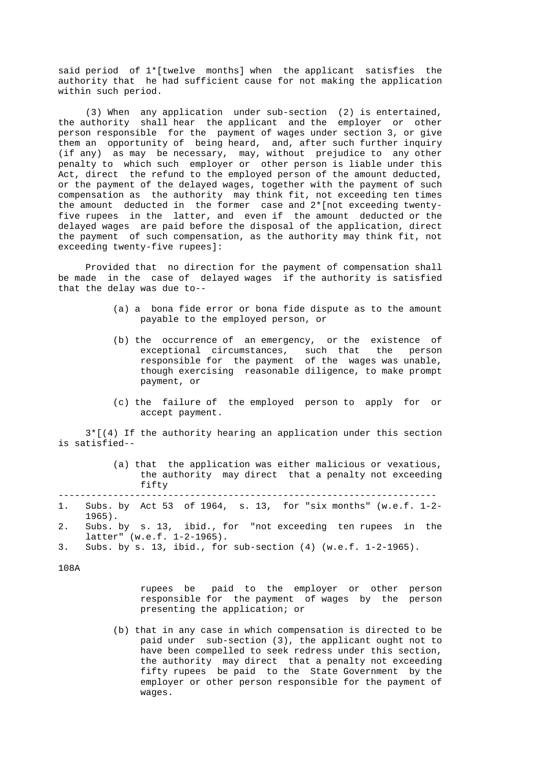said period of 1*[twelve months] when the applicant satisfies the authority that he had sufficient cause for not making the application within such period.

(3) When any application under sub-section (2) is entertained, the authority shall hear the applicant and the employer or other person responsible for the payment of wages under section 3, or give them an opportunity of being heard, and, after such further inquiry (if any) as may be necessary, may, without prejudice to any other penalty to which such employer or other person is liable under this Act, direct the refund to the employed person of the amount deducted, or the payment of the delayed wages, together with the payment of such compensation as the authority may think fit, not exceeding ten times the amount deducted in the former case and 2*[not exceeding twenty-five rupees in the latter, and even if the amount deducted or the delayed wages are paid before the disposal of the application, direct the payment of such compensation, as the authority may think fit, not exceeding twenty-five rupees]:

Provided that no direction for the payment of compensation shall be made in the case of delayed wages if the authority is satisfied that the delay was due to--

(a) a bona fide error or bona fide dispute as to the amount payable to the employed person, or

(b) the occurrence of an emergency, or the existence of exceptional circumstances, such that the person responsible for the payment of the wages was unable, though exercising reasonable diligence, to make prompt payment, or

(c) the failure of the employed person to apply for or accept payment.

3*[(4) If the authority hearing an application under this section is satisfied--

(a) that the application was either malicious or vexatious, the authority may direct that a penalty not exceeding fifty rupees be paid to the employer or other person responsible for the payment of wages by the person presenting the application; or

(b) that in any case in which compensation is directed to be paid under sub-section (3), the applicant ought not to have been compelled to seek redress under this section, the authority may direct that a penalty not exceeding fifty rupees be paid to the State Government by the employer or other person responsible for the payment of wages.

---

1. Subs. by Act 53 of 1964, s. 13, for "six months" (w.e.f. 1-2-1965).
2. Subs. by s. 13, ibid., for "not exceeding ten rupees in the latter" (w.e.f. 1-2-1965).
3. Subs. by s. 13, ibid., for sub-section (4) (w.e.f. 1-2-1965).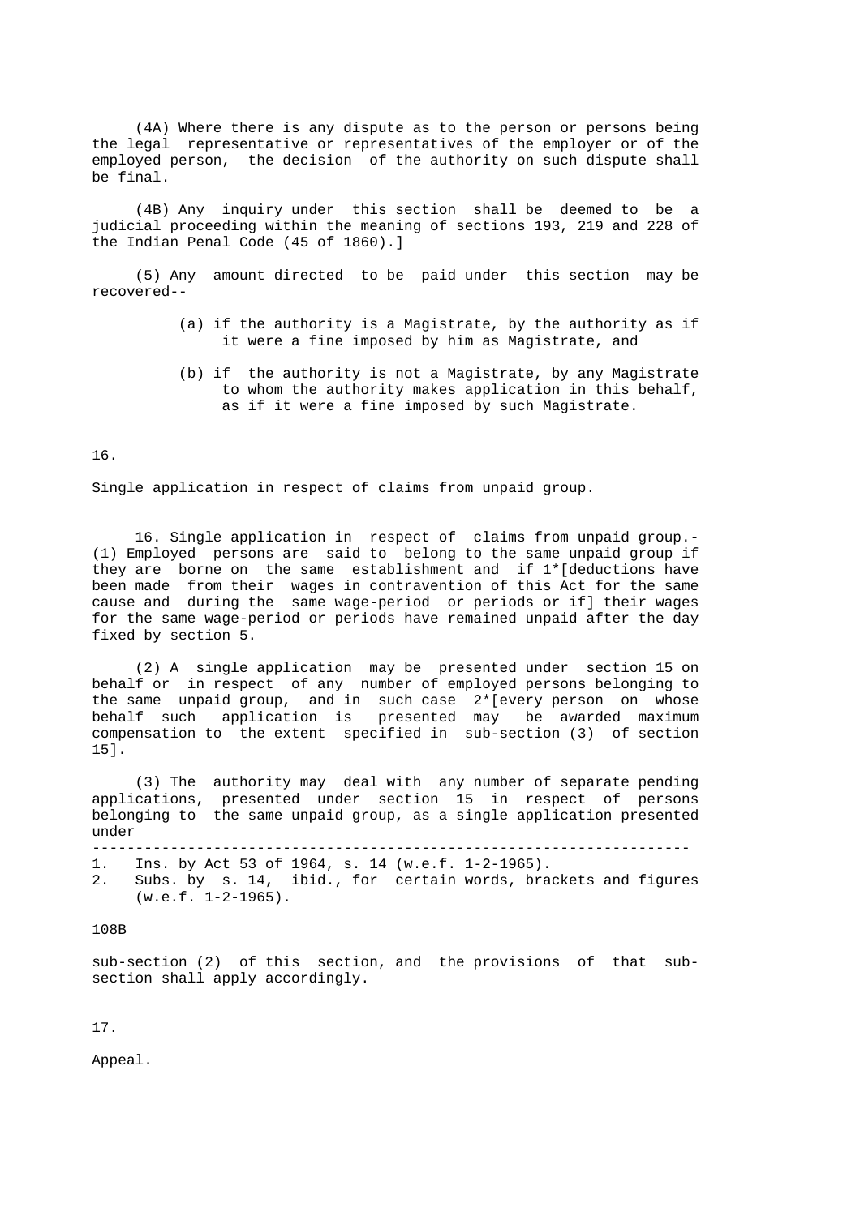(4A) Where there is any dispute as to the person or persons being the legal representative or representatives of the employer or of the employed person, the decision of the authority on such dispute shall be final.

(4B) Any inquiry under this section shall be deemed to be a judicial proceeding within the meaning of sections 193, 219 and 228 of the Indian Penal Code (45 of 1860).]

(5) Any amount directed to be paid under this section may be recovered--

(a) if the authority is a Magistrate, by the authority as if it were a fine imposed by him as Magistrate, and

(b) if the authority is not a Magistrate, by any Magistrate to whom the authority makes application in this behalf, as if it were a fine imposed by such Magistrate.

16.

Single application in respect of claims from unpaid group.

16. Single application in respect of claims from unpaid group.- (1) Employed persons are said to belong to the same unpaid group if they are borne on the same establishment and if 1*[deductions have been made from their wages in contravention of this Act for the same cause and during the same wage-period or periods or if] their wages for the same wage-period or periods have remained unpaid after the day fixed by section 5.

(2) A single application may be presented under section 15 on behalf or in respect of any number of employed persons belonging to the same unpaid group, and in such case 2*[every person on whose behalf such application is presented may be awarded maximum compensation to the extent specified in sub-section (3) of section 15].

(3) The authority may deal with any number of separate pending applications, presented under section 15 in respect of persons belonging to the same unpaid group, as a single application presented under sub-section (2) of this section, and the provisions of that sub-section shall apply accordingly.

---

1. Ins. by Act 53 of 1964, s. 14 (w.e.f. 1-2-1965).
2. Subs. by s. 14, ibid., for certain words, brackets and figures (w.e.f. 1-2-1965).

17.

Appeal.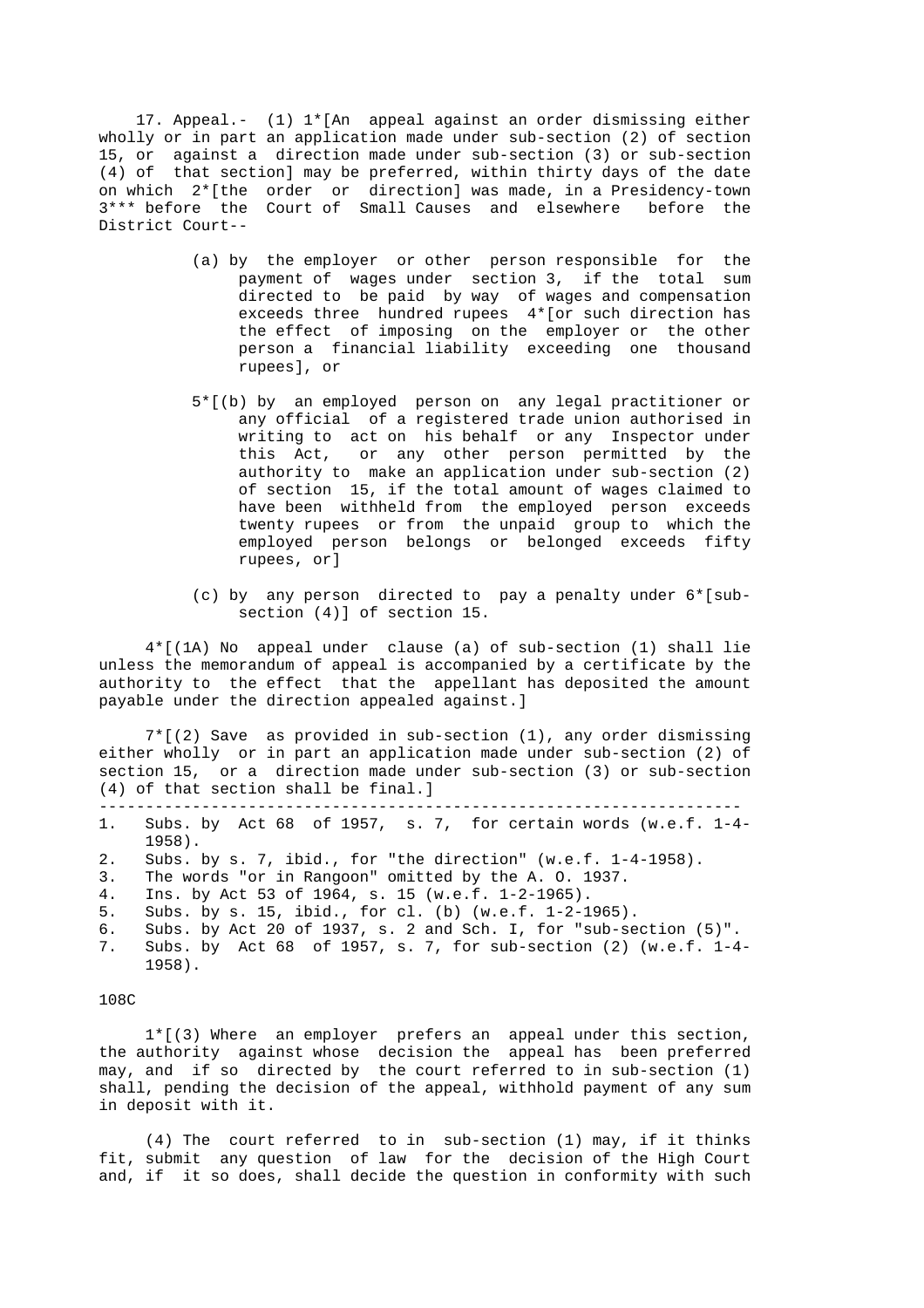17. Appeal.- (1) 1*[An appeal against an order dismissing either wholly or in part an application made under sub-section (2) of section 15, or against a direction made under sub-section (3) or sub-section (4) of that section] may be preferred, within thirty days of the date on which 2*[the order or direction] was made, in a Presidency-town 3*** before the Court of Small Causes and elsewhere before the District Court--

(a) by the employer or other person responsible for the payment of wages under section 3, if the total sum directed to be paid by way of wages and compensation exceeds three hundred rupees 4*[or such direction has the effect of imposing on the employer or the other person a financial liability exceeding one thousand rupees], or

5*[(b) by an employed person on any legal practitioner or any official of a registered trade union authorised in writing to act on his behalf or any Inspector under this Act, or any other person permitted by the authority to make an application under sub-section (2) of section 15, if the total amount of wages claimed to have been withheld from the employed person exceeds twenty rupees or from the unpaid group to which the employed person belongs or belonged exceeds fifty rupees, or]

(c) by any person directed to pay a penalty under 6*[sub-section (4)] of section 15.

4*[(1A) No appeal under clause (a) of sub-section (1) shall lie unless the memorandum of appeal is accompanied by a certificate by the authority to the effect that the appellant has deposited the amount payable under the direction appealed against.]

7*[(2) Save as provided in sub-section (1), any order dismissing either wholly or in part an application made under sub-section (2) of section 15, or a direction made under sub-section (3) or sub-section (4) of that section shall be final.]

---

1. Subs. by Act 68 of 1957, s. 7, for certain words (w.e.f. 1-4-1958).
2. Subs. by s. 7, ibid., for "the direction" (w.e.f. 1-4-1958).
3. The words "or in Rangoon" omitted by the A. O. 1937.
4. Ins. by Act 53 of 1964, s. 15 (w.e.f. 1-2-1965).
5. Subs. by s. 15, ibid., for cl. (b) (w.e.f. 1-2-1965).
6. Subs. by Act 20 of 1937, s. 2 and Sch. I, for "sub-section (5)".
7. Subs. by Act 68 of 1957, s. 7, for sub-section (2) (w.e.f. 1-4-1958).

108C

1*[(3) Where an employer prefers an appeal under this section, the authority against whose decision the appeal has been preferred may, and if so directed by the court referred to in sub-section (1) shall, pending the decision of the appeal, withhold payment of any sum in deposit with it.

(4) The court referred to in sub-section (1) may, if it thinks fit, submit any question of law for the decision of the High Court and, if it so does, shall decide the question in conformity with such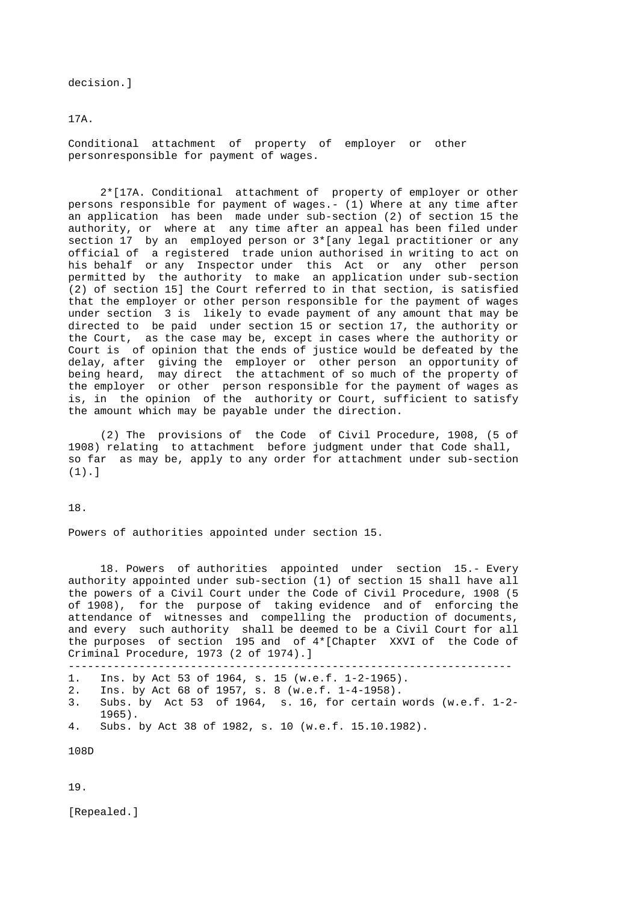decision.]

17A.

Conditional attachment of property of employer or other personresponsible for payment of wages.

2*[17A. Conditional attachment of property of employer or other persons responsible for payment of wages.- (1) Where at any time after an application has been made under sub-section (2) of section 15 the authority, or where at any time after an appeal has been filed under section 17 by an employed person or 3*[any legal practitioner or any official of a registered trade union authorised in writing to act on his behalf or any Inspector under this Act or any other person permitted by the authority to make an application under sub-section (2) of section 15] the Court referred to in that section, is satisfied that the employer or other person responsible for the payment of wages under section 3 is likely to evade payment of any amount that may be directed to be paid under section 15 or section 17, the authority or the Court, as the case may be, except in cases where the authority or Court is of opinion that the ends of justice would be defeated by the delay, after giving the employer or other person an opportunity of being heard, may direct the attachment of so much of the property of the employer or other person responsible for the payment of wages as is, in the opinion of the authority or Court, sufficient to satisfy the amount which may be payable under the direction.

(2) The provisions of the Code of Civil Procedure, 1908, (5 of 1908) relating to attachment before judgment under that Code shall, so far as may be, apply to any order for attachment under sub-section (1).]

18.

Powers of authorities appointed under section 15.

18. Powers of authorities appointed under section 15.- Every authority appointed under sub-section (1) of section 15 shall have all the powers of a Civil Court under the Code of Civil Procedure, 1908 (5 of 1908), for the purpose of taking evidence and of enforcing the attendance of witnesses and compelling the production of documents, and every such authority shall be deemed to be a Civil Court for all the purposes of section 195 and of 4*[Chapter XXVI of the Code of Criminal Procedure, 1973 (2 of 1974).]

---

1. Ins. by Act 53 of 1964, s. 15 (w.e.f. 1-2-1965).
2. Ins. by Act 68 of 1957, s. 8 (w.e.f. 1-4-1958).
3. Subs. by Act 53 of 1964, s. 16, for certain words (w.e.f. 1-2-1965).
4. Subs. by Act 38 of 1982, s. 10 (w.e.f. 15.10.1982).

108D

19.

[Repealed.]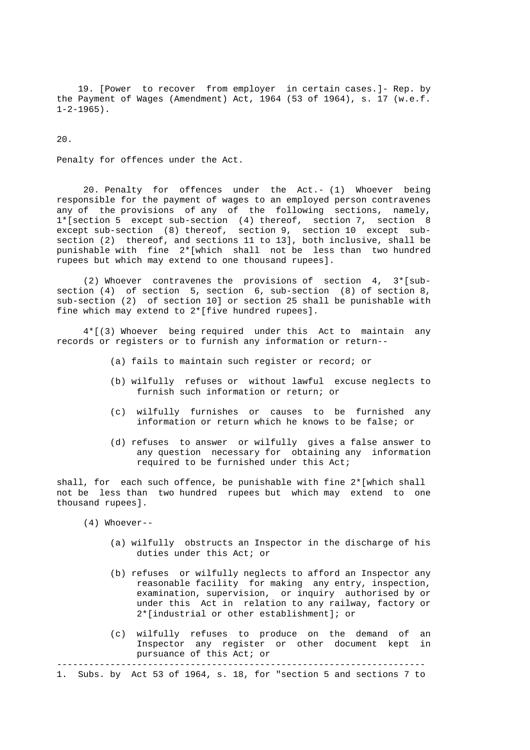19. [Power to recover from employer in certain cases.]- Rep. by the Payment of Wages (Amendment) Act, 1964 (53 of 1964), s. 17 (w.e.f. 1-2-1965).

20.

Penalty for offences under the Act.

20. Penalty for offences under the Act.- (1) Whoever being responsible for the payment of wages to an employed person contravenes any of the provisions of any of the following sections, namely, 1*[section 5 except sub-section (4) thereof, section 7, section 8 except sub-section (8) thereof, section 9, section 10 except sub-section (2) thereof, and sections 11 to 13], both inclusive, shall be punishable with fine 2*[which shall not be less than two hundred rupees but which may extend to one thousand rupees].

(2) Whoever contravenes the provisions of section 4, 3*[sub-section (4) of section 5, section 6, sub-section (8) of section 8, sub-section (2) of section 10] or section 25 shall be punishable with fine which may extend to 2*[five hundred rupees].

4*[(3) Whoever being required under this Act to maintain any records or registers or to furnish any information or return--

(a) fails to maintain such register or record; or

(b) wilfully refuses or without lawful excuse neglects to furnish such information or return; or

(c) wilfully furnishes or causes to be furnished any information or return which he knows to be false; or

(d) refuses to answer or wilfully gives a false answer to any question necessary for obtaining any information required to be furnished under this Act;

shall, for each such offence, be punishable with fine 2*[which shall not be less than two hundred rupees but which may extend to one thousand rupees].

(4) Whoever--

(a) wilfully obstructs an Inspector in the discharge of his duties under this Act; or

(b) refuses or wilfully neglects to afford an Inspector any reasonable facility for making any entry, inspection, examination, supervision, or inquiry authorised by or under this Act in relation to any railway, factory or 2*[industrial or other establishment]; or

(c) wilfully refuses to produce on the demand of an Inspector any register or other document kept in pursuance of this Act; or

---

1. Subs. by Act 53 of 1964, s. 18, for "section 5 and sections 7 to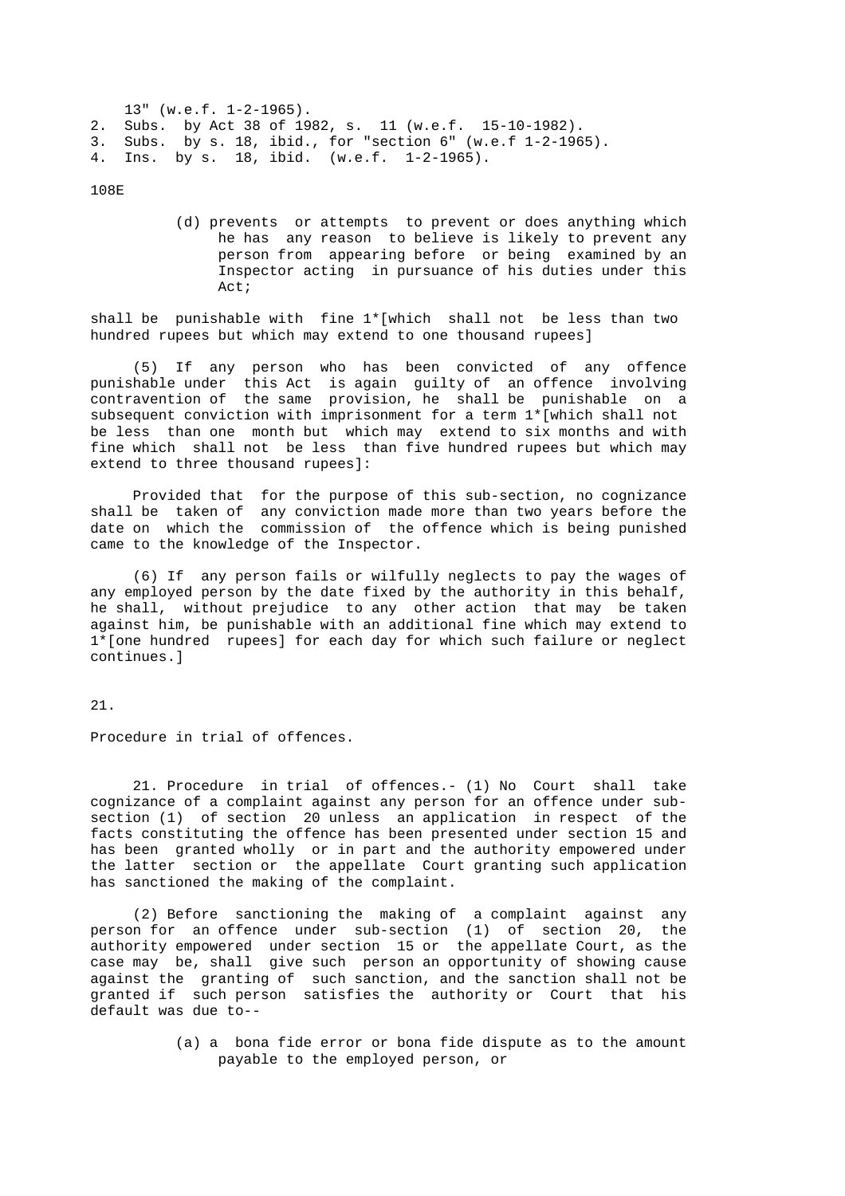13" (w.e.f. 1-2-1965).
2. Subs. by Act 38 of 1982, s. 11 (w.e.f. 15-10-1982).
3. Subs. by s. 18, ibid., for "section 6" (w.e.f 1-2-1965).
4. Ins. by s. 18, ibid. (w.e.f. 1-2-1965).

108E

(d) prevents or attempts to prevent or does anything which he has any reason to believe is likely to prevent any person from appearing before or being examined by an Inspector acting in pursuance of his duties under this Act;

shall be punishable with fine 1*[which shall not be less than two hundred rupees but which may extend to one thousand rupees]

(5) If any person who has been convicted of any offence punishable under this Act is again guilty of an offence involving contravention of the same provision, he shall be punishable on a subsequent conviction with imprisonment for a term 1*[which shall not be less than one month but which may extend to six months and with fine which shall not be less than five hundred rupees but which may extend to three thousand rupees]:

Provided that for the purpose of this sub-section, no cognizance shall be taken of any conviction made more than two years before the date on which the commission of the offence which is being punished came to the knowledge of the Inspector.

(6) If any person fails or wilfully neglects to pay the wages of any employed person by the date fixed by the authority in this behalf, he shall, without prejudice to any other action that may be taken against him, be punishable with an additional fine which may extend to 1*[one hundred rupees] for each day for which such failure or neglect continues.]

21.

Procedure in trial of offences.

21. Procedure in trial of offences.- (1) No Court shall take cognizance of a complaint against any person for an offence under sub-section (1) of section 20 unless an application in respect of the facts constituting the offence has been presented under section 15 and has been granted wholly or in part and the authority empowered under the latter section or the appellate Court granting such application has sanctioned the making of the complaint.

(2) Before sanctioning the making of a complaint against any person for an offence under sub-section (1) of section 20, the authority empowered under section 15 or the appellate Court, as the case may be, shall give such person an opportunity of showing cause against the granting of such sanction, and the sanction shall not be granted if such person satisfies the authority or Court that his default was due to--

(a) a bona fide error or bona fide dispute as to the amount payable to the employed person, or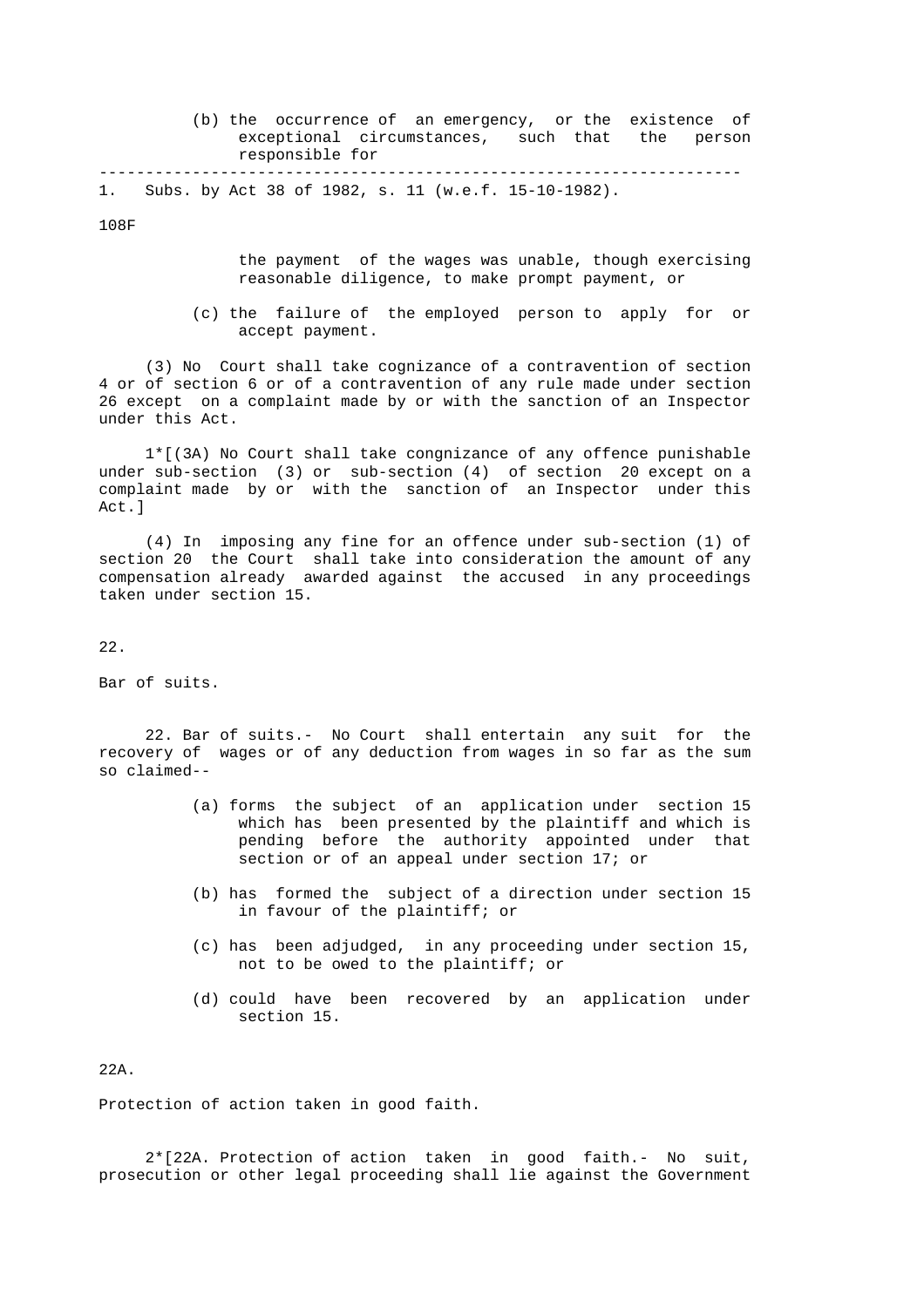(b) the occurrence of an emergency, or the existence of exceptional circumstances, such that the person responsible for

---

1. Subs. by Act 38 of 1982, s. 11 (w.e.f. 15-10-1982).

108F

the payment of the wages was unable, though exercising reasonable diligence, to make prompt payment, or

(c) the failure of the employed person to apply for or accept payment.

(3) No Court shall take cognizance of a contravention of section 4 or of section 6 or of a contravention of any rule made under section 26 except on a complaint made by or with the sanction of an Inspector under this Act.

1*[(3A) No Court shall take congnizance of any offence punishable under sub-section (3) or sub-section (4) of section 20 except on a complaint made by or with the sanction of an Inspector under this Act.]

(4) In imposing any fine for an offence under sub-section (1) of section 20 the Court shall take into consideration the amount of any compensation already awarded against the accused in any proceedings taken under section 15.

22.

Bar of suits.

22. Bar of suits.- No Court shall entertain any suit for the recovery of wages or of any deduction from wages in so far as the sum so claimed--

(a) forms the subject of an application under section 15 which has been presented by the plaintiff and which is pending before the authority appointed under that section or of an appeal under section 17; or

(b) has formed the subject of a direction under section 15 in favour of the plaintiff; or

(c) has been adjudged, in any proceeding under section 15, not to be owed to the plaintiff; or

(d) could have been recovered by an application under section 15.

22A.

Protection of action taken in good faith.

2*[22A. Protection of action taken in good faith.- No suit, prosecution or other legal proceeding shall lie against the Government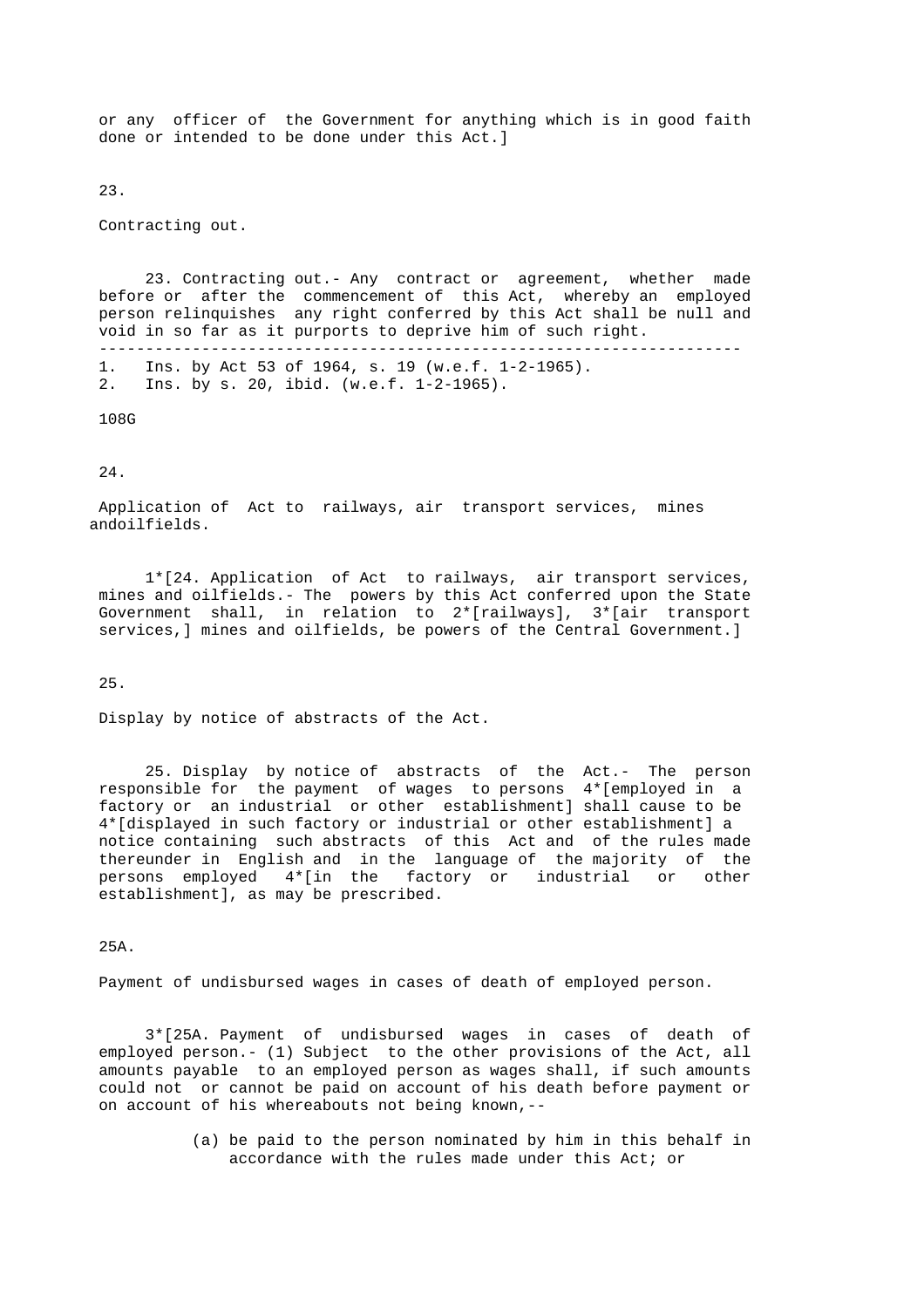or any officer of the Government for anything which is in good faith done or intended to be done under this Act.]

23.

Contracting out.

23. Contracting out.- Any contract or agreement, whether made before or after the commencement of this Act, whereby an employed person relinquishes any right conferred by this Act shall be null and void in so far as it purports to deprive him of such right.

---

1. Ins. by Act 53 of 1964, s. 19 (w.e.f. 1-2-1965).
2. Ins. by s. 20, ibid. (w.e.f. 1-2-1965).

108G

24.

Application of Act to railways, air transport services, mines andoilfields.

1*[24. Application of Act to railways, air transport services, mines and oilfields.- The powers by this Act conferred upon the State Government shall, in relation to 2*[railways], 3*[air transport services,] mines and oilfields, be powers of the Central Government.]

25.

Display by notice of abstracts of the Act.

25. Display by notice of abstracts of the Act.- The person responsible for the payment of wages to persons 4*[employed in a factory or an industrial or other establishment] shall cause to be 4*[displayed in such factory or industrial or other establishment] a notice containing such abstracts of this Act and of the rules made thereunder in English and in the language of the majority of the persons employed 4*[in the factory or industrial or other establishment], as may be prescribed.

25A.

Payment of undisbursed wages in cases of death of employed person.

3*[25A. Payment of undisbursed wages in cases of death of employed person.- (1) Subject to the other provisions of the Act, all amounts payable to an employed person as wages shall, if such amounts could not or cannot be paid on account of his death before payment or on account of his whereabouts not being known,--

(a) be paid to the person nominated by him in this behalf in accordance with the rules made under this Act; or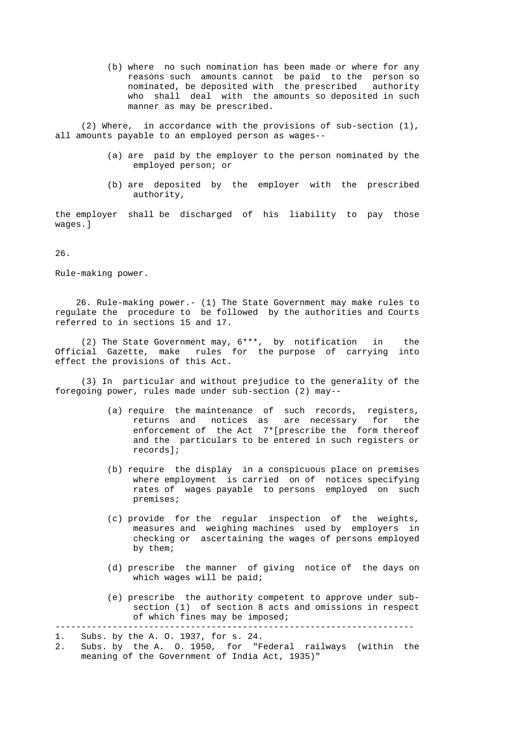(b) where no such nomination has been made or where for any reasons such amounts cannot be paid to the person so nominated, be deposited with the prescribed authority who shall deal with the amounts so deposited in such manner as may be prescribed.

(2) Where, in accordance with the provisions of sub-section (1), all amounts payable to an employed person as wages--

(a) are paid by the employer to the person nominated by the employed person; or

(b) are deposited by the employer with the prescribed authority,

the employer shall be discharged of his liability to pay those wages.]

26.

Rule-making power.

26. Rule-making power.- (1) The State Government may make rules to regulate the procedure to be followed by the authorities and Courts referred to in sections 15 and 17.

(2) The State Government may, 6***, by notification in the Official Gazette, make rules for the purpose of carrying into effect the provisions of this Act.

(3) In particular and without prejudice to the generality of the foregoing power, rules made under sub-section (2) may--

(a) require the maintenance of such records, registers, returns and notices as are necessary for the enforcement of the Act 7*[prescribe the form thereof and the particulars to be entered in such registers or records];

(b) require the display in a conspicuous place on premises where employment is carried on of notices specifying rates of wages payable to persons employed on such premises;

(c) provide for the regular inspection of the weights, measures and weighing machines used by employers in checking or ascertaining the wages of persons employed by them;

(d) prescribe the manner of giving notice of the days on which wages will be paid;

(e) prescribe the authority competent to approve under sub-section (1) of section 8 acts and omissions in respect of which fines may be imposed;

---

1. Subs. by the A. O. 1937, for s. 24.
2. Subs. by the A. O. 1950, for "Federal railways (within the meaning of the Government of India Act, 1935)"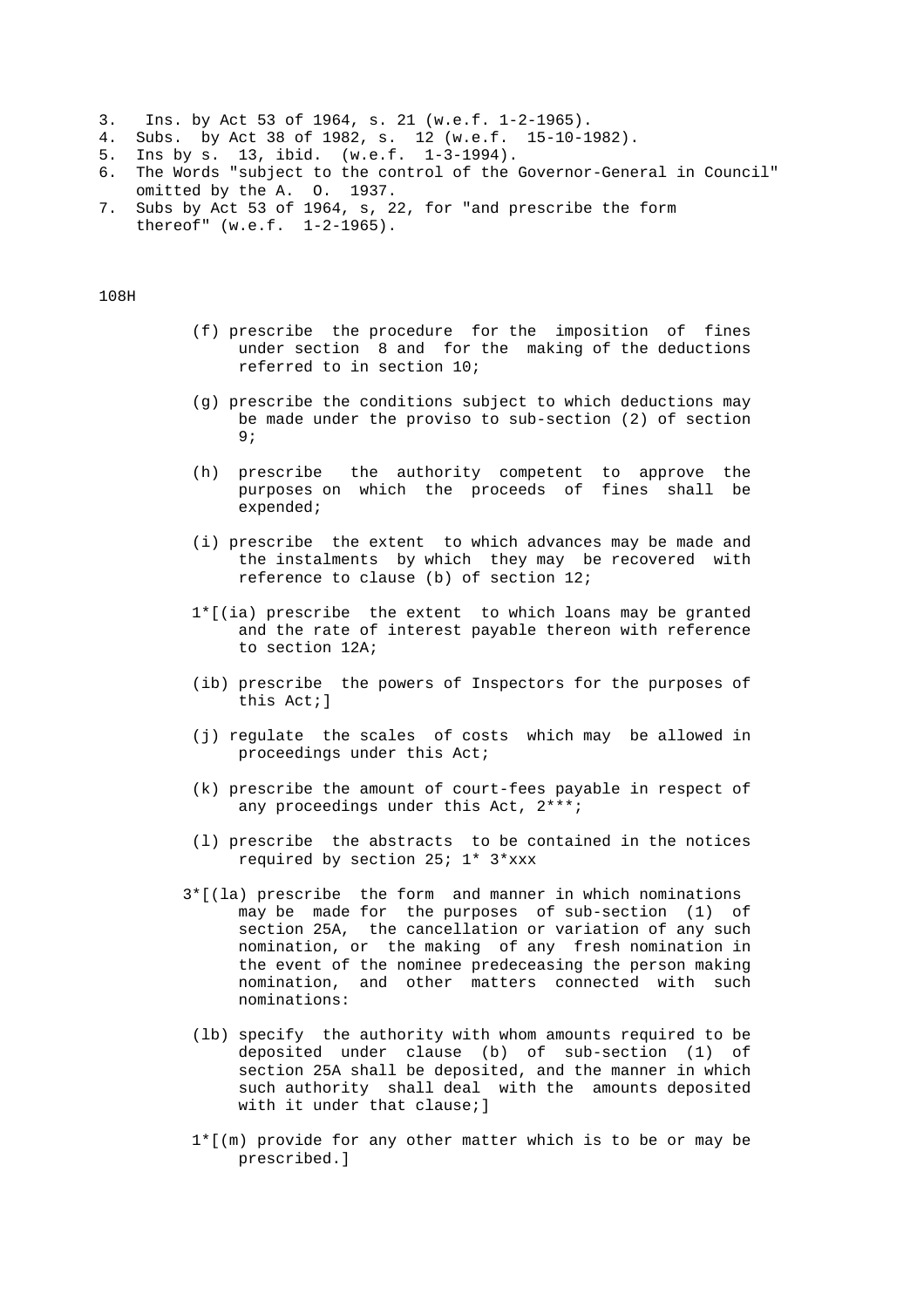3. Ins. by Act 53 of 1964, s. 21 (w.e.f. 1-2-1965).
4. Subs. by Act 38 of 1982, s. 12 (w.e.f. 15-10-1982).
5. Ins by s. 13, ibid. (w.e.f. 1-3-1994).
6. The Words "subject to the control of the Governor-General in Council" omitted by the A. O. 1937.
7. Subs by Act 53 of 1964, s, 22, for "and prescribe the form thereof" (w.e.f. 1-2-1965).

108H

(f) prescribe the procedure for the imposition of fines under section 8 and for the making of the deductions referred to in section 10;

(g) prescribe the conditions subject to which deductions may be made under the proviso to sub-section (2) of section 9;

(h) prescribe the authority competent to approve the purposes on which the proceeds of fines shall be expended;

(i) prescribe the extent to which advances may be made and the instalments by which they may be recovered with reference to clause (b) of section 12;

1*[(ia) prescribe the extent to which loans may be granted and the rate of interest payable thereon with reference to section 12A;

(ib) prescribe the powers of Inspectors for the purposes of this Act;]

(j) regulate the scales of costs which may be allowed in proceedings under this Act;

(k) prescribe the amount of court-fees payable in respect of any proceedings under this Act, 2***;

(l) prescribe the abstracts to be contained in the notices required by section 25; 1* 3*xxx

3*[(la) prescribe the form and manner in which nominations may be made for the purposes of sub-section (1) of section 25A, the cancellation or variation of any such nomination, or the making of any fresh nomination in the event of the nominee predeceasing the person making nomination, and other matters connected with such nominations:

(lb) specify the authority with whom amounts required to be deposited under clause (b) of sub-section (1) of section 25A shall be deposited, and the manner in which such authority shall deal with the amounts deposited with it under that clause;]

1*[(m) provide for any other matter which is to be or may be prescribed.]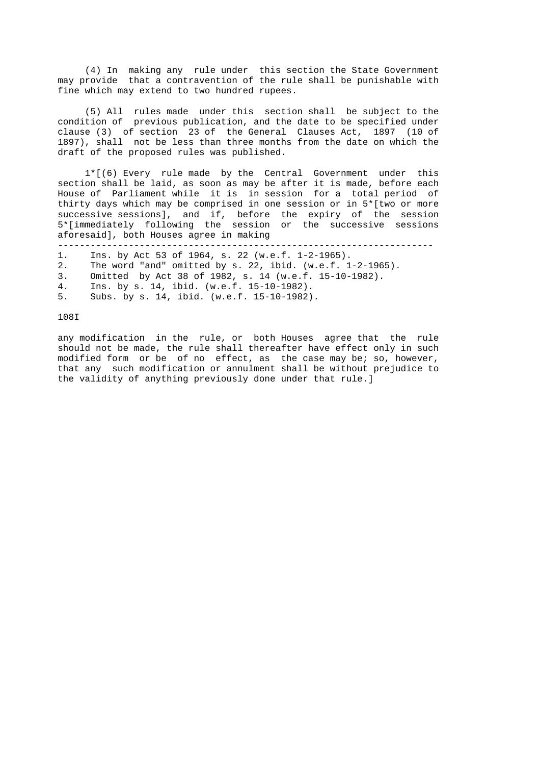(4) In making any rule under this section the State Government may provide that a contravention of the rule shall be punishable with fine which may extend to two hundred rupees.

(5) All rules made under this section shall be subject to the condition of previous publication, and the date to be specified under clause (3) of section 23 of the General Clauses Act, 1897 (10 of 1897), shall not be less than three months from the date on which the draft of the proposed rules was published.

1*[(6) Every rule made by the Central Government under this section shall be laid, as soon as may be after it is made, before each House of Parliament while it is in session for a total period of thirty days which may be comprised in one session or in 5*[two or more successive sessions], and if, before the expiry of the session 5*[immediately following the session or the successive sessions aforesaid], both Houses agree in making any modification in the rule, or both Houses agree that the rule should not be made, the rule shall thereafter have effect only in such modified form or be of no effect, as the case may be; so, however, that any such modification or annulment shall be without prejudice to the validity of anything previously done under that rule.]

---

1. Ins. by Act 53 of 1964, s. 22 (w.e.f. 1-2-1965).
2. The word "and" omitted by s. 22, ibid. (w.e.f. 1-2-1965).
3. Omitted by Act 38 of 1982, s. 14 (w.e.f. 15-10-1982).
4. Ins. by s. 14, ibid. (w.e.f. 15-10-1982).
5. Subs. by s. 14, ibid. (w.e.f. 15-10-1982).